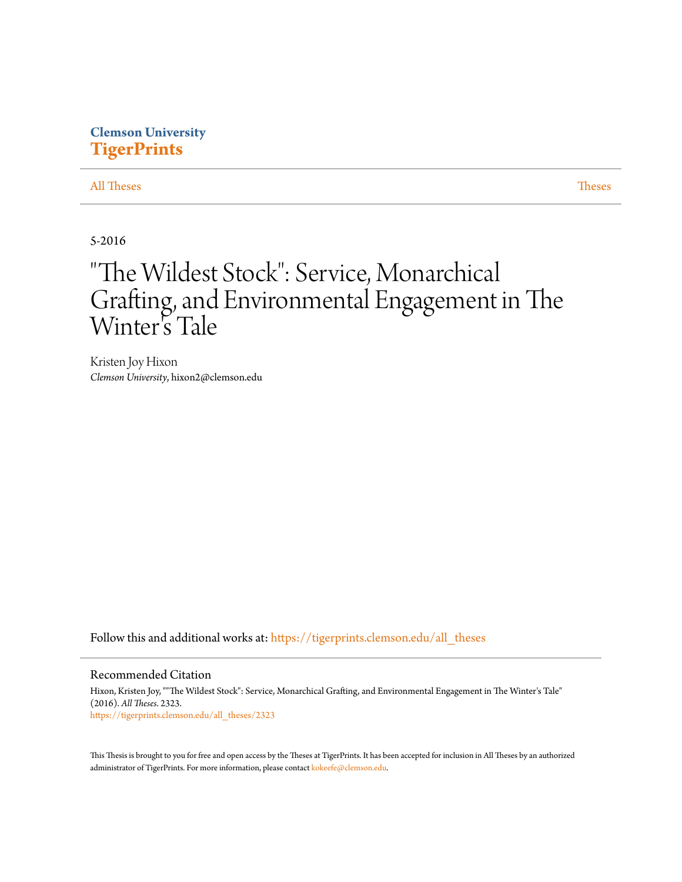Clemson University

**TigerPrints**

All Theses | Theses

5-2016

# "The Wildest Stock": Service, Monarchical Grafting, and Environmental Engagement in The Winter's Tale

Kristen Joy Hixon

*Clemson University*, hixon2@clemson.edu

Follow this and additional works at: https://tigerprints.clemson.edu/all_theses

## Recommended Citation

Hixon, Kristen Joy, ""The Wildest Stock": Service, Monarchical Grafting, and Environmental Engagement in The Winter's Tale" (2016). *All Theses*. 2323.

https://tigerprints.clemson.edu/all_theses/2323

This Thesis is brought to you for free and open access by the Theses at TigerPrints. It has been accepted for inclusion in All Theses by an authorized administrator of TigerPrints. For more information, please contact kokeefe@clemson.edu.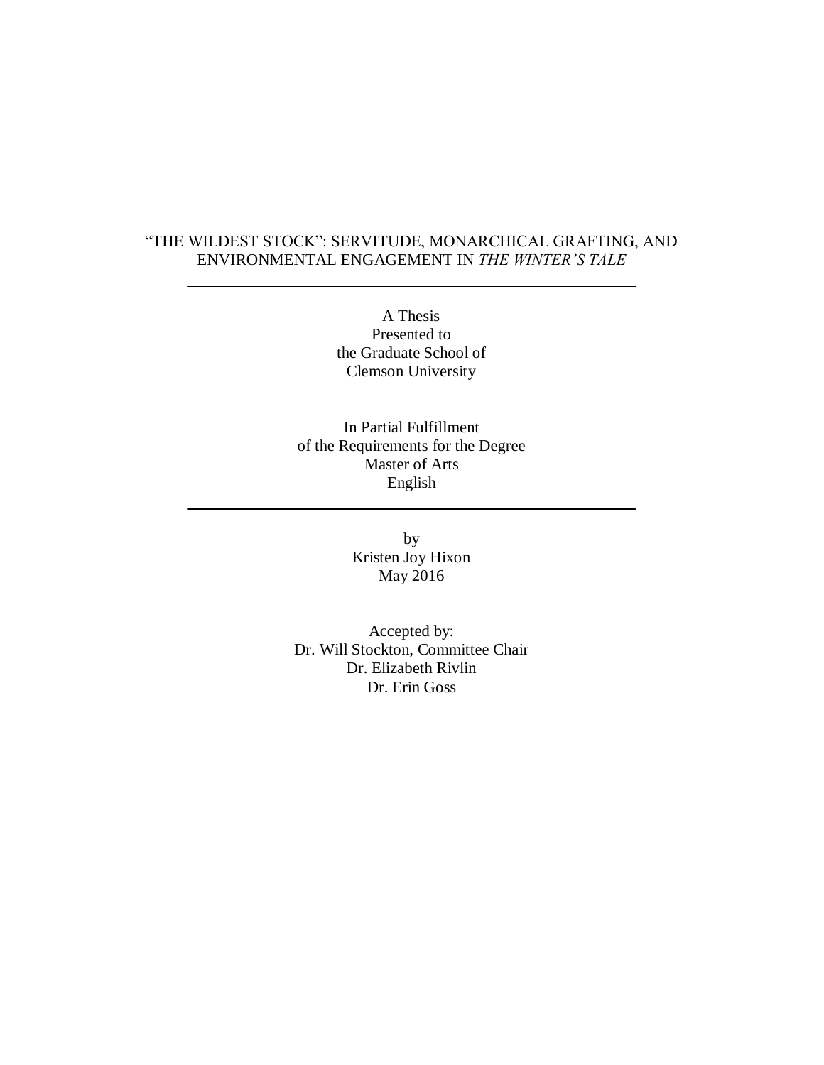# "THE WILDEST STOCK": SERVITUDE, MONARCHICAL GRAFTING, AND ENVIRONMENTAL ENGAGEMENT IN *THE WINTER'S TALE*

---

A Thesis
Presented to
the Graduate School of
Clemson University

---

In Partial Fulfillment
of the Requirements for the Degree
Master of Arts
English

---

by
Kristen Joy Hixon
May 2016

---

Accepted by:
Dr. Will Stockton, Committee Chair
Dr. Elizabeth Rivlin
Dr. Erin Goss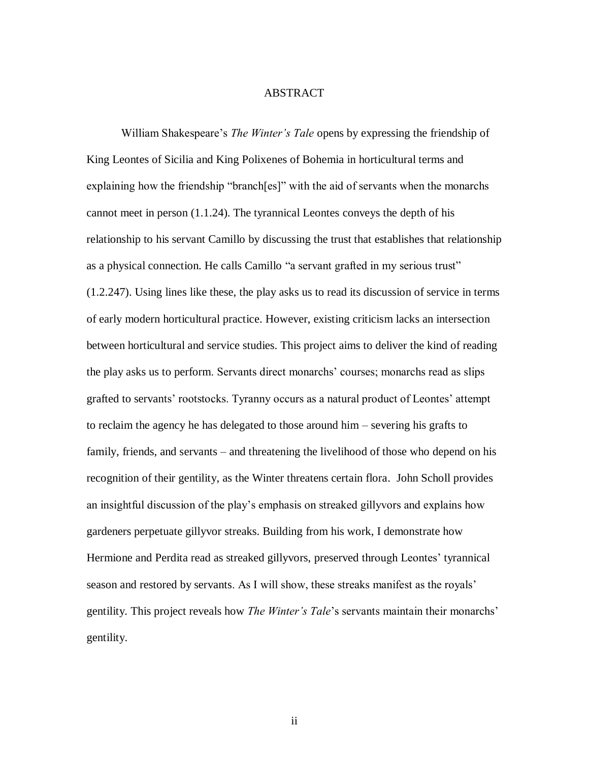# ABSTRACT

William Shakespeare's *The Winter's Tale* opens by expressing the friendship of King Leontes of Sicilia and King Polixenes of Bohemia in horticultural terms and explaining how the friendship "branch[es]" with the aid of servants when the monarchs cannot meet in person (1.1.24). The tyrannical Leontes conveys the depth of his relationship to his servant Camillo by discussing the trust that establishes that relationship as a physical connection. He calls Camillo "a servant grafted in my serious trust" (1.2.247). Using lines like these, the play asks us to read its discussion of service in terms of early modern horticultural practice. However, existing criticism lacks an intersection between horticultural and service studies. This project aims to deliver the kind of reading the play asks us to perform. Servants direct monarchs' courses; monarchs read as slips grafted to servants' rootstocks. Tyranny occurs as a natural product of Leontes' attempt to reclaim the agency he has delegated to those around him – severing his grafts to family, friends, and servants – and threatening the livelihood of those who depend on his recognition of their gentility, as the Winter threatens certain flora. John Scholl provides an insightful discussion of the play's emphasis on streaked gillyvors and explains how gardeners perpetuate gillyvor streaks. Building from his work, I demonstrate how Hermione and Perdita read as streaked gillyvors, preserved through Leontes' tyrannical season and restored by servants. As I will show, these streaks manifest as the royals' gentility. This project reveals how *The Winter's Tale*'s servants maintain their monarchs' gentility.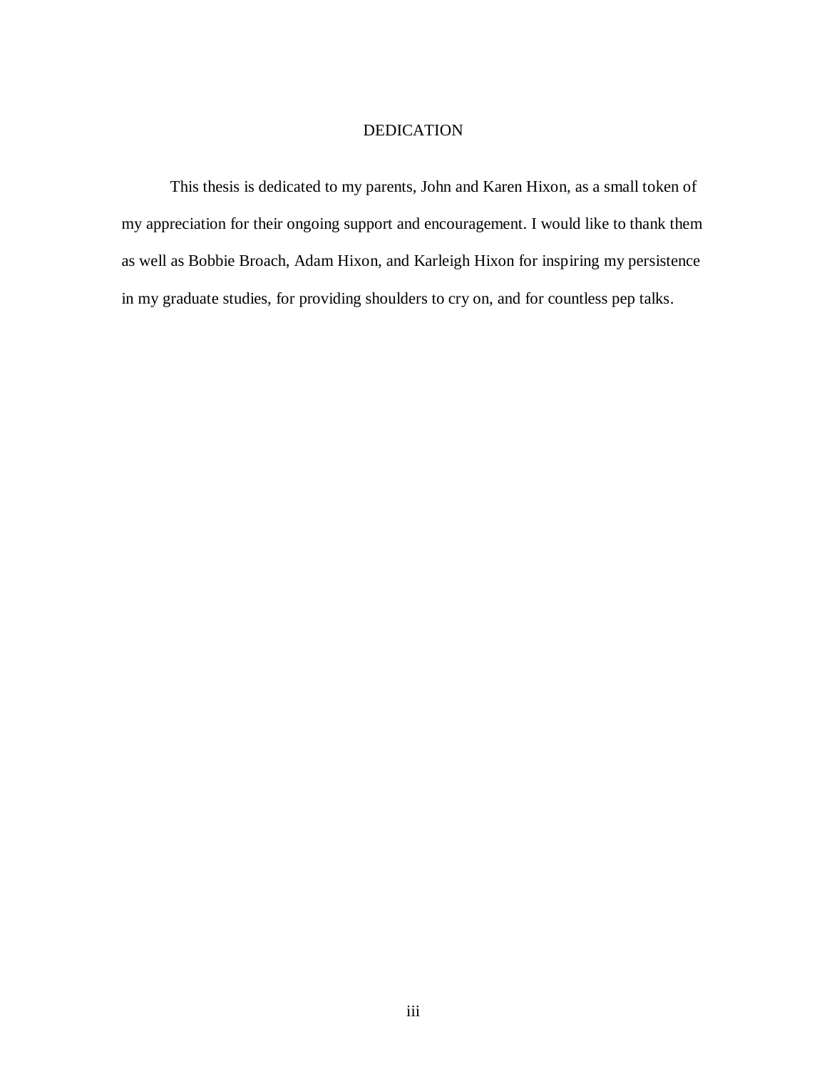# DEDICATION

This thesis is dedicated to my parents, John and Karen Hixon, as a small token of my appreciation for their ongoing support and encouragement. I would like to thank them as well as Bobbie Broach, Adam Hixon, and Karleigh Hixon for inspiring my persistence in my graduate studies, for providing shoulders to cry on, and for countless pep talks.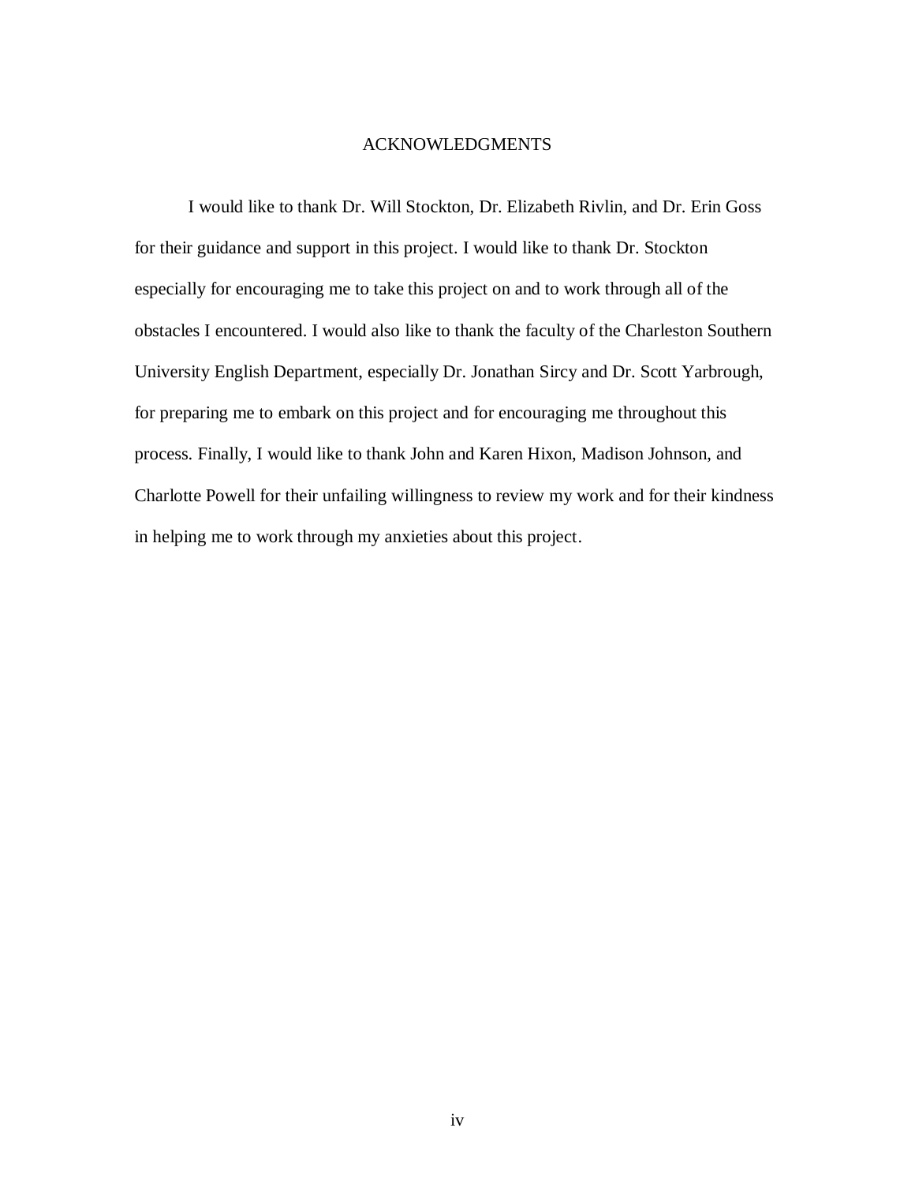# ACKNOWLEDGMENTS

I would like to thank Dr. Will Stockton, Dr. Elizabeth Rivlin, and Dr. Erin Goss for their guidance and support in this project. I would like to thank Dr. Stockton especially for encouraging me to take this project on and to work through all of the obstacles I encountered. I would also like to thank the faculty of the Charleston Southern University English Department, especially Dr. Jonathan Sircy and Dr. Scott Yarbrough, for preparing me to embark on this project and for encouraging me throughout this process. Finally, I would like to thank John and Karen Hixon, Madison Johnson, and Charlotte Powell for their unfailing willingness to review my work and for their kindness in helping me to work through my anxieties about this project.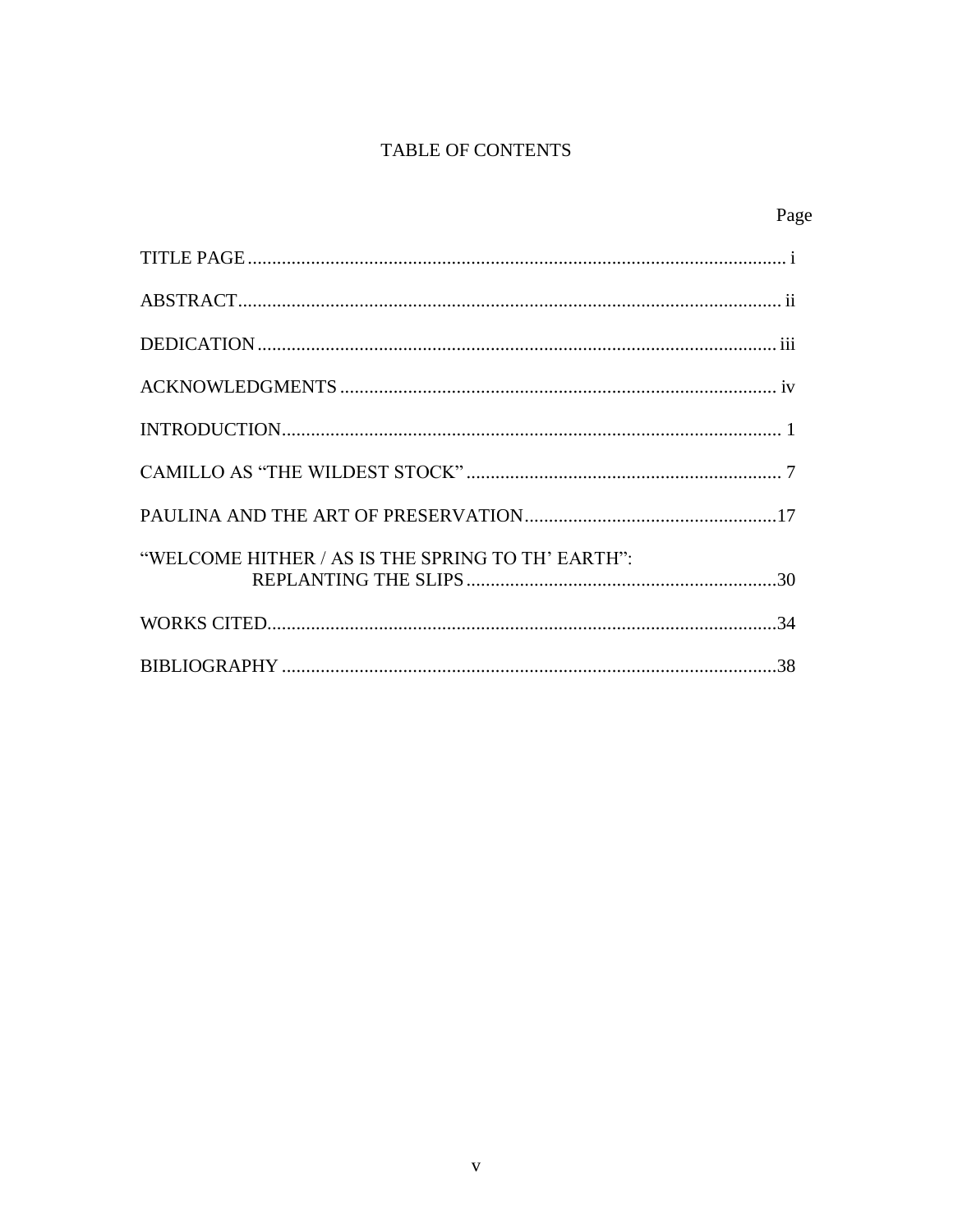# TABLE OF CONTENTS

| | Page |
|---|---|
| TITLE PAGE | i |
| ABSTRACT | ii |
| DEDICATION | iii |
| ACKNOWLEDGMENTS | iv |
| INTRODUCTION | 1 |
| CAMILLO AS “THE WILDEST STOCK” | 7 |
| PAULINA AND THE ART OF PRESERVATION | 17 |
| “WELCOME HITHER / AS IS THE SPRING TO TH’ EARTH”: REPLANTING THE SLIPS | 30 |
| WORKS CITED | 34 |
| BIBLIOGRAPHY | 38 |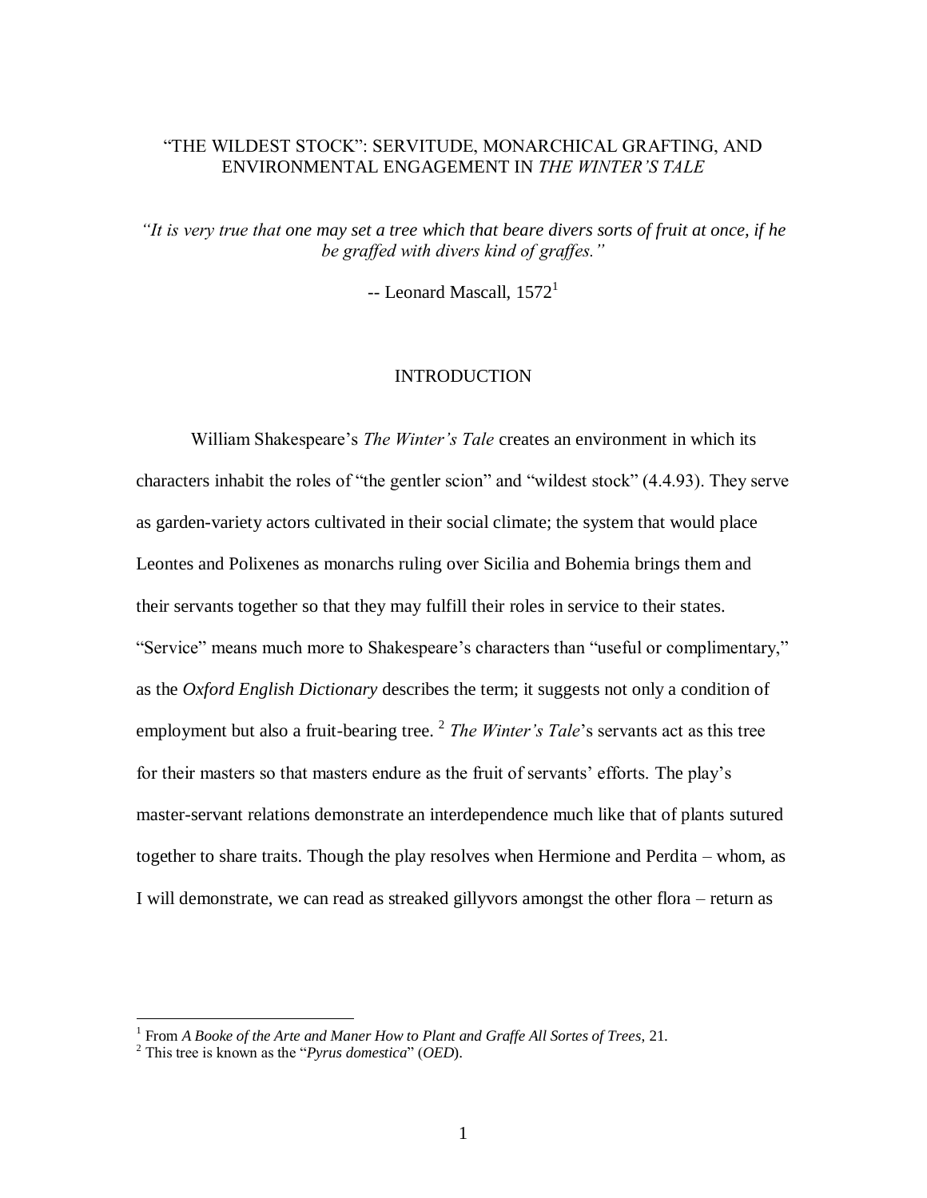# "THE WILDEST STOCK": SERVITUDE, MONARCHICAL GRAFTING, AND ENVIRONMENTAL ENGAGEMENT IN *THE WINTER'S TALE*

*"It is very true that one may set a tree which that beare divers sorts of fruit at once, if he be graffed with divers kind of graffes."*

-- Leonard Mascall, 1572[1]

## INTRODUCTION

William Shakespeare's *The Winter's Tale* creates an environment in which its characters inhabit the roles of "the gentler scion" and "wildest stock" (4.4.93). They serve as garden-variety actors cultivated in their social climate; the system that would place Leontes and Polixenes as monarchs ruling over Sicilia and Bohemia brings them and their servants together so that they may fulfill their roles in service to their states. "Service" means much more to Shakespeare's characters than "useful or complimentary," as the *Oxford English Dictionary* describes the term; it suggests not only a condition of employment but also a fruit-bearing tree.[2] *The Winter's Tale*'s servants act as this tree for their masters so that masters endure as the fruit of servants' efforts. The play's master-servant relations demonstrate an interdependence much like that of plants sutured together to share traits. Though the play resolves when Hermione and Perdita – whom, as I will demonstrate, we can read as streaked gillyvors amongst the other flora – return as

---

[1] From *A Booke of the Arte and Maner How to Plant and Graffe All Sortes of Trees*, 21.

[2] This tree is known as the "*Pyrus domestica*" (*OED*).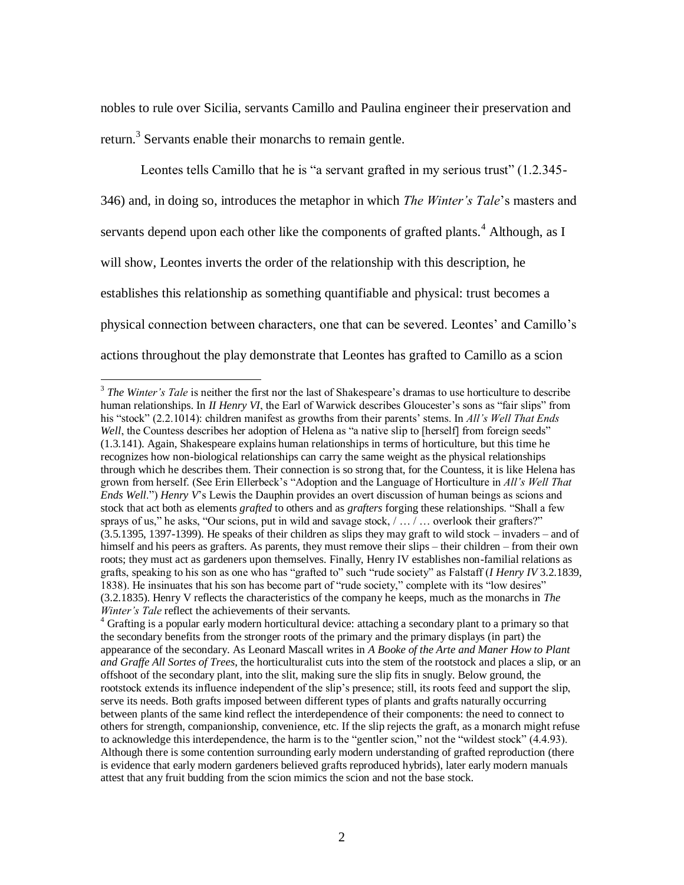nobles to rule over Sicilia, servants Camillo and Paulina engineer their preservation and return.[3] Servants enable their monarchs to remain gentle.

Leontes tells Camillo that he is "a servant grafted in my serious trust" (1.2.345-346) and, in doing so, introduces the metaphor in which *The Winter's Tale*'s masters and servants depend upon each other like the components of grafted plants.[4] Although, as I will show, Leontes inverts the order of the relationship with this description, he establishes this relationship as something quantifiable and physical: trust becomes a physical connection between characters, one that can be severed. Leontes' and Camillo's actions throughout the play demonstrate that Leontes has grafted to Camillo as a scion

---

[3] *The Winter's Tale* is neither the first nor the last of Shakespeare's dramas to use horticulture to describe human relationships. In *II Henry VI*, the Earl of Warwick describes Gloucester's sons as "fair slips" from his "stock" (2.2.1014): children manifest as growths from their parents' stems. In *All's Well That Ends Well*, the Countess describes her adoption of Helena as "a native slip to [herself] from foreign seeds" (1.3.141). Again, Shakespeare explains human relationships in terms of horticulture, but this time he recognizes how non-biological relationships can carry the same weight as the physical relationships through which he describes them. Their connection is so strong that, for the Countess, it is like Helena has grown from herself. (See Erin Ellerbeck's "Adoption and the Language of Horticulture in *All's Well That Ends Well*.") *Henry V*'s Lewis the Dauphin provides an overt discussion of human beings as scions and stock that act both as elements *grafted* to others and as *grafters* forging these relationships. "Shall a few sprays of us," he asks, "Our scions, put in wild and savage stock, / … / … overlook their grafters?" (3.5.1395, 1397-1399). He speaks of their children as slips they may graft to wild stock – invaders – and of himself and his peers as grafters. As parents, they must remove their slips – their children – from their own roots; they must act as gardeners upon themselves. Finally, Henry IV establishes non-familial relations as grafts, speaking to his son as one who has "grafted to" such "rude society" as Falstaff (*I Henry IV* 3.2.1839, 1838). He insinuates that his son has become part of "rude society," complete with its "low desires" (3.2.1835). Henry V reflects the characteristics of the company he keeps, much as the monarchs in *The Winter's Tale* reflect the achievements of their servants.

[4] Grafting is a popular early modern horticultural device: attaching a secondary plant to a primary so that the secondary benefits from the stronger roots of the primary and the primary displays (in part) the appearance of the secondary. As Leonard Mascall writes in *A Booke of the Arte and Maner How to Plant and Graffe All Sortes of Trees*, the horticulturalist cuts into the stem of the rootstock and places a slip, or an offshoot of the secondary plant, into the slit, making sure the slip fits in snugly. Below ground, the rootstock extends its influence independent of the slip's presence; still, its roots feed and support the slip, serve its needs. Both grafts imposed between different types of plants and grafts naturally occurring between plants of the same kind reflect the interdependence of their components: the need to connect to others for strength, companionship, convenience, etc. If the slip rejects the graft, as a monarch might refuse to acknowledge this interdependence, the harm is to the "gentler scion," not the "wildest stock" (4.4.93). Although there is some contention surrounding early modern understanding of grafted reproduction (there is evidence that early modern gardeners believed grafts reproduced hybrids), later early modern manuals attest that any fruit budding from the scion mimics the scion and not the base stock.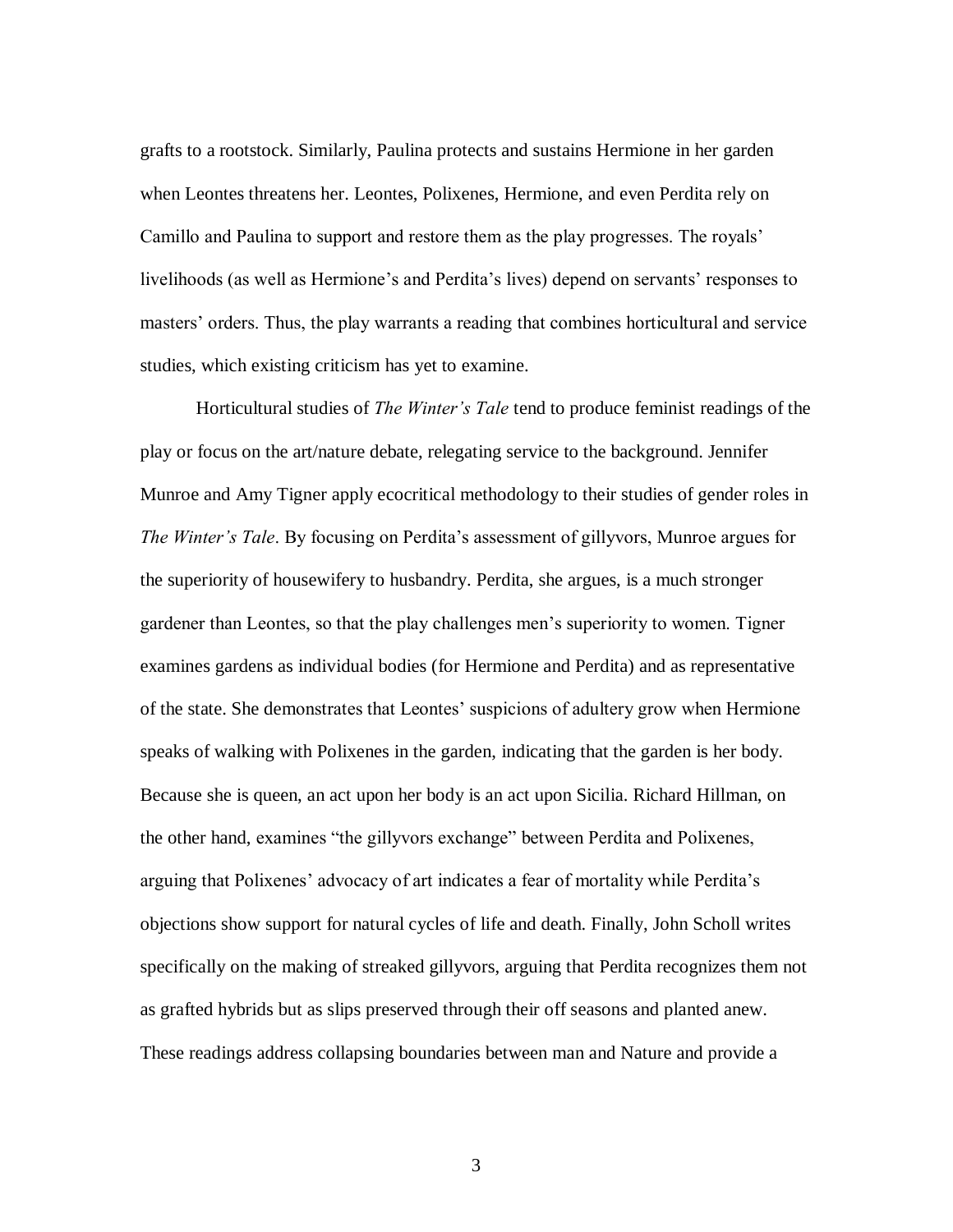grafts to a rootstock. Similarly, Paulina protects and sustains Hermione in her garden when Leontes threatens her. Leontes, Polixenes, Hermione, and even Perdita rely on Camillo and Paulina to support and restore them as the play progresses. The royals' livelihoods (as well as Hermione's and Perdita's lives) depend on servants' responses to masters' orders. Thus, the play warrants a reading that combines horticultural and service studies, which existing criticism has yet to examine.

Horticultural studies of *The Winter's Tale* tend to produce feminist readings of the play or focus on the art/nature debate, relegating service to the background. Jennifer Munroe and Amy Tigner apply ecocritical methodology to their studies of gender roles in *The Winter's Tale*. By focusing on Perdita's assessment of gillyvors, Munroe argues for the superiority of housewifery to husbandry. Perdita, she argues, is a much stronger gardener than Leontes, so that the play challenges men's superiority to women. Tigner examines gardens as individual bodies (for Hermione and Perdita) and as representative of the state. She demonstrates that Leontes' suspicions of adultery grow when Hermione speaks of walking with Polixenes in the garden, indicating that the garden is her body. Because she is queen, an act upon her body is an act upon Sicilia. Richard Hillman, on the other hand, examines "the gillyvors exchange" between Perdita and Polixenes, arguing that Polixenes' advocacy of art indicates a fear of mortality while Perdita's objections show support for natural cycles of life and death. Finally, John Scholl writes specifically on the making of streaked gillyvors, arguing that Perdita recognizes them not as grafted hybrids but as slips preserved through their off seasons and planted anew. These readings address collapsing boundaries between man and Nature and provide a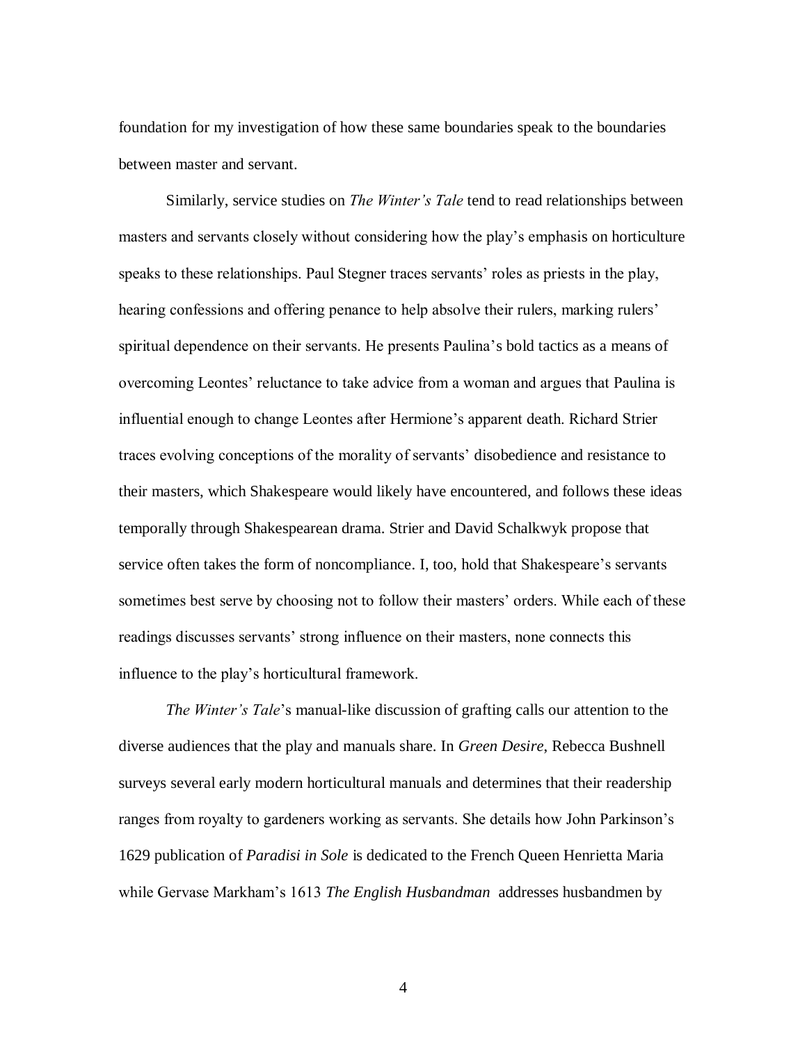foundation for my investigation of how these same boundaries speak to the boundaries between master and servant.

Similarly, service studies on *The Winter's Tale* tend to read relationships between masters and servants closely without considering how the play's emphasis on horticulture speaks to these relationships. Paul Stegner traces servants' roles as priests in the play, hearing confessions and offering penance to help absolve their rulers, marking rulers' spiritual dependence on their servants. He presents Paulina's bold tactics as a means of overcoming Leontes' reluctance to take advice from a woman and argues that Paulina is influential enough to change Leontes after Hermione's apparent death. Richard Strier traces evolving conceptions of the morality of servants' disobedience and resistance to their masters, which Shakespeare would likely have encountered, and follows these ideas temporally through Shakespearean drama. Strier and David Schalkwyk propose that service often takes the form of noncompliance. I, too, hold that Shakespeare's servants sometimes best serve by choosing not to follow their masters' orders. While each of these readings discusses servants' strong influence on their masters, none connects this influence to the play's horticultural framework.

*The Winter's Tale*'s manual-like discussion of grafting calls our attention to the diverse audiences that the play and manuals share. In *Green Desire*, Rebecca Bushnell surveys several early modern horticultural manuals and determines that their readership ranges from royalty to gardeners working as servants. She details how John Parkinson's 1629 publication of *Paradisi in Sole* is dedicated to the French Queen Henrietta Maria while Gervase Markham's 1613 *The English Husbandman* addresses husbandmen by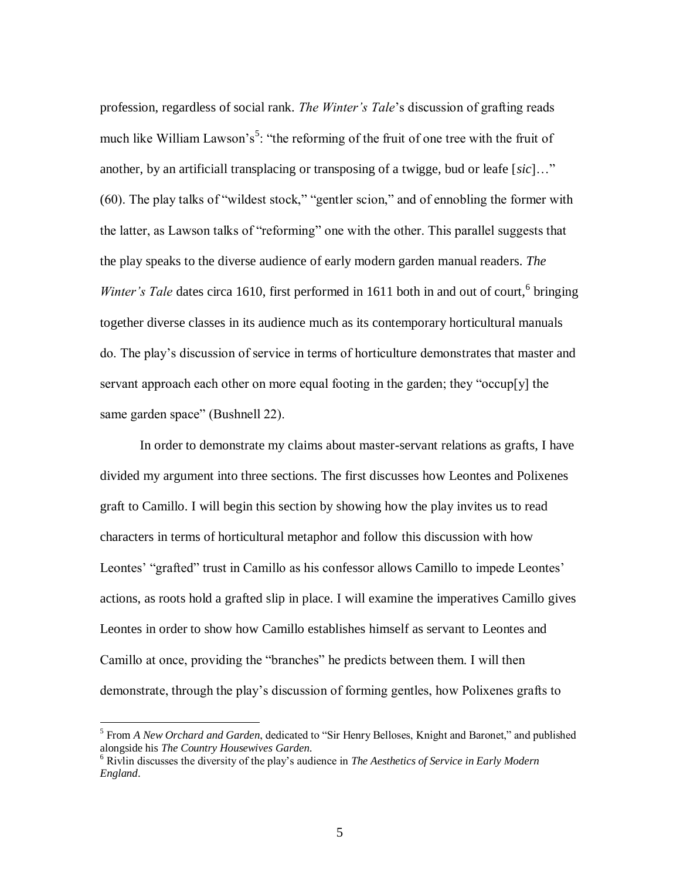profession, regardless of social rank. *The Winter's Tale*'s discussion of grafting reads much like William Lawson's[5]: "the reforming of the fruit of one tree with the fruit of another, by an artificiall transplacing or transposing of a twigge, bud or leafe [*sic*]…" (60). The play talks of "wildest stock," "gentler scion," and of ennobling the former with the latter, as Lawson talks of "reforming" one with the other. This parallel suggests that the play speaks to the diverse audience of early modern garden manual readers. *The Winter's Tale* dates circa 1610, first performed in 1611 both in and out of court,[6] bringing together diverse classes in its audience much as its contemporary horticultural manuals do. The play's discussion of service in terms of horticulture demonstrates that master and servant approach each other on more equal footing in the garden; they "occup[y] the same garden space" (Bushnell 22).

In order to demonstrate my claims about master-servant relations as grafts, I have divided my argument into three sections. The first discusses how Leontes and Polixenes graft to Camillo. I will begin this section by showing how the play invites us to read characters in terms of horticultural metaphor and follow this discussion with how Leontes' "grafted" trust in Camillo as his confessor allows Camillo to impede Leontes' actions, as roots hold a grafted slip in place. I will examine the imperatives Camillo gives Leontes in order to show how Camillo establishes himself as servant to Leontes and Camillo at once, providing the "branches" he predicts between them. I will then demonstrate, through the play's discussion of forming gentles, how Polixenes grafts to

[5] From *A New Orchard and Garden*, dedicated to "Sir Henry Belloses, Knight and Baronet," and published alongside his *The Country Housewives Garden*.

[6] Rivlin discusses the diversity of the play's audience in *The Aesthetics of Service in Early Modern England*.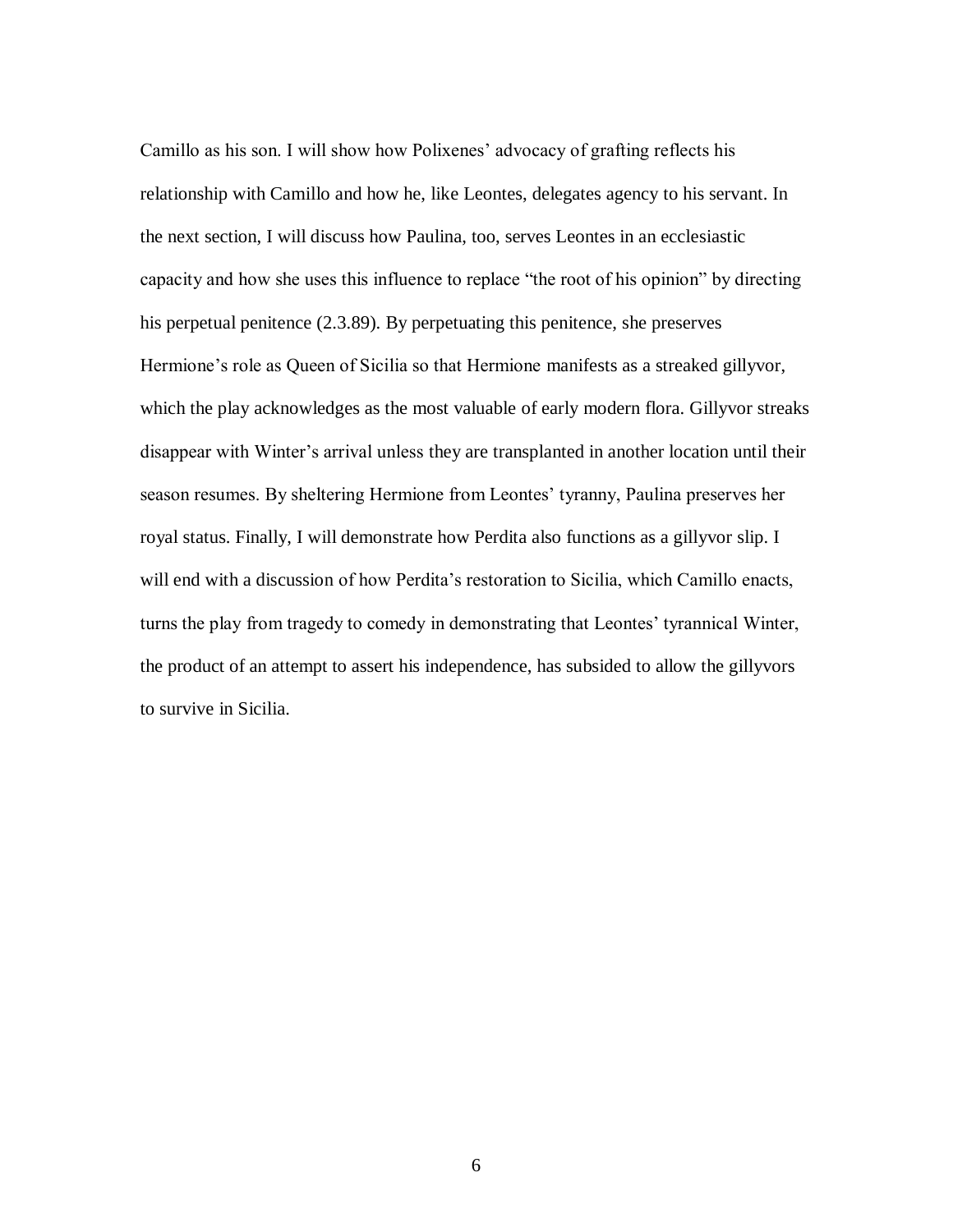Camillo as his son. I will show how Polixenes' advocacy of grafting reflects his relationship with Camillo and how he, like Leontes, delegates agency to his servant. In the next section, I will discuss how Paulina, too, serves Leontes in an ecclesiastic capacity and how she uses this influence to replace "the root of his opinion" by directing his perpetual penitence (2.3.89). By perpetuating this penitence, she preserves Hermione's role as Queen of Sicilia so that Hermione manifests as a streaked gillyvor, which the play acknowledges as the most valuable of early modern flora. Gillyvor streaks disappear with Winter's arrival unless they are transplanted in another location until their season resumes. By sheltering Hermione from Leontes' tyranny, Paulina preserves her royal status. Finally, I will demonstrate how Perdita also functions as a gillyvor slip. I will end with a discussion of how Perdita's restoration to Sicilia, which Camillo enacts, turns the play from tragedy to comedy in demonstrating that Leontes' tyrannical Winter, the product of an attempt to assert his independence, has subsided to allow the gillyvors to survive in Sicilia.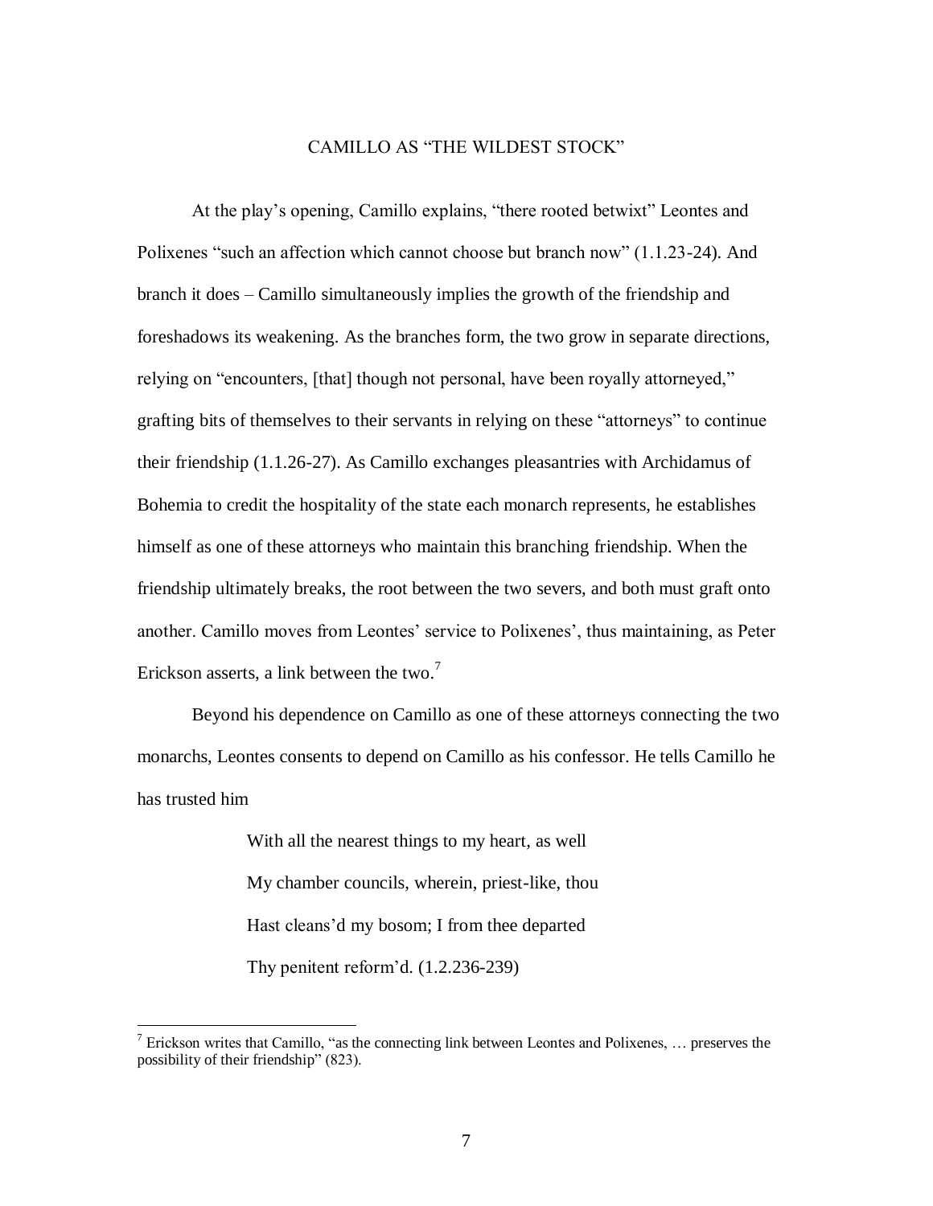## CAMILLO AS "THE WILDEST STOCK"

At the play's opening, Camillo explains, "there rooted betwixt" Leontes and Polixenes "such an affection which cannot choose but branch now" (1.1.23-24). And branch it does – Camillo simultaneously implies the growth of the friendship and foreshadows its weakening. As the branches form, the two grow in separate directions, relying on "encounters, [that] though not personal, have been royally attorneyed," grafting bits of themselves to their servants in relying on these "attorneys" to continue their friendship (1.1.26-27). As Camillo exchanges pleasantries with Archidamus of Bohemia to credit the hospitality of the state each monarch represents, he establishes himself as one of these attorneys who maintain this branching friendship. When the friendship ultimately breaks, the root between the two severs, and both must graft onto another. Camillo moves from Leontes' service to Polixenes', thus maintaining, as Peter Erickson asserts, a link between the two.[7]

Beyond his dependence on Camillo as one of these attorneys connecting the two monarchs, Leontes consents to depend on Camillo as his confessor. He tells Camillo he has trusted him

> With all the nearest things to my heart, as well
> My chamber councils, wherein, priest-like, thou
> Hast cleans'd my bosom; I from thee departed
> Thy penitent reform'd. (1.2.236-239)

---

[7] Erickson writes that Camillo, "as the connecting link between Leontes and Polixenes, … preserves the possibility of their friendship" (823).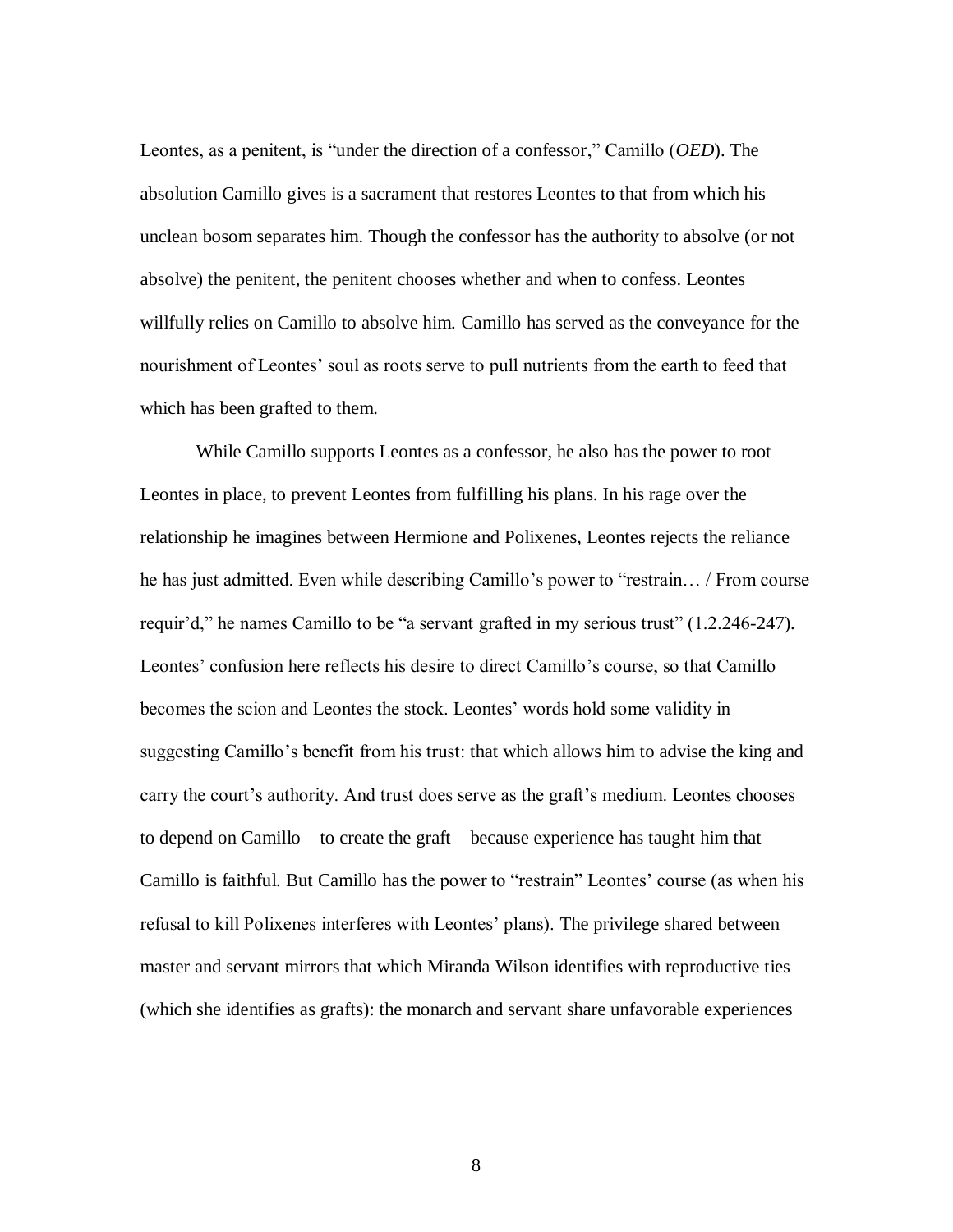Leontes, as a penitent, is "under the direction of a confessor," Camillo (*OED*). The absolution Camillo gives is a sacrament that restores Leontes to that from which his unclean bosom separates him. Though the confessor has the authority to absolve (or not absolve) the penitent, the penitent chooses whether and when to confess. Leontes willfully relies on Camillo to absolve him. Camillo has served as the conveyance for the nourishment of Leontes' soul as roots serve to pull nutrients from the earth to feed that which has been grafted to them.

While Camillo supports Leontes as a confessor, he also has the power to root Leontes in place, to prevent Leontes from fulfilling his plans. In his rage over the relationship he imagines between Hermione and Polixenes, Leontes rejects the reliance he has just admitted. Even while describing Camillo's power to "restrain… / From course requir'd," he names Camillo to be "a servant grafted in my serious trust" (1.2.246-247). Leontes' confusion here reflects his desire to direct Camillo's course, so that Camillo becomes the scion and Leontes the stock. Leontes' words hold some validity in suggesting Camillo's benefit from his trust: that which allows him to advise the king and carry the court's authority. And trust does serve as the graft's medium. Leontes chooses to depend on Camillo – to create the graft – because experience has taught him that Camillo is faithful. But Camillo has the power to "restrain" Leontes' course (as when his refusal to kill Polixenes interferes with Leontes' plans). The privilege shared between master and servant mirrors that which Miranda Wilson identifies with reproductive ties (which she identifies as grafts): the monarch and servant share unfavorable experiences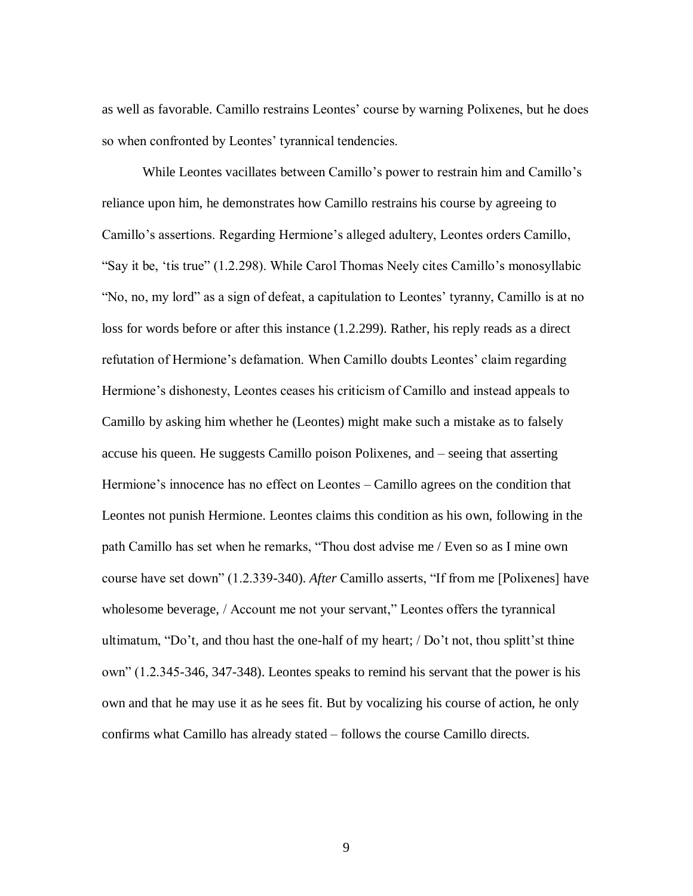as well as favorable. Camillo restrains Leontes' course by warning Polixenes, but he does so when confronted by Leontes' tyrannical tendencies.

While Leontes vacillates between Camillo's power to restrain him and Camillo's reliance upon him, he demonstrates how Camillo restrains his course by agreeing to Camillo's assertions. Regarding Hermione's alleged adultery, Leontes orders Camillo, "Say it be, 'tis true" (1.2.298). While Carol Thomas Neely cites Camillo's monosyllabic "No, no, my lord" as a sign of defeat, a capitulation to Leontes' tyranny, Camillo is at no loss for words before or after this instance (1.2.299). Rather, his reply reads as a direct refutation of Hermione's defamation. When Camillo doubts Leontes' claim regarding Hermione's dishonesty, Leontes ceases his criticism of Camillo and instead appeals to Camillo by asking him whether he (Leontes) might make such a mistake as to falsely accuse his queen. He suggests Camillo poison Polixenes, and – seeing that asserting Hermione's innocence has no effect on Leontes – Camillo agrees on the condition that Leontes not punish Hermione. Leontes claims this condition as his own, following in the path Camillo has set when he remarks, "Thou dost advise me / Even so as I mine own course have set down" (1.2.339-340). *After* Camillo asserts, "If from me [Polixenes] have wholesome beverage, / Account me not your servant," Leontes offers the tyrannical ultimatum, "Do't, and thou hast the one-half of my heart; / Do't not, thou splitt'st thine own" (1.2.345-346, 347-348). Leontes speaks to remind his servant that the power is his own and that he may use it as he sees fit. But by vocalizing his course of action, he only confirms what Camillo has already stated – follows the course Camillo directs.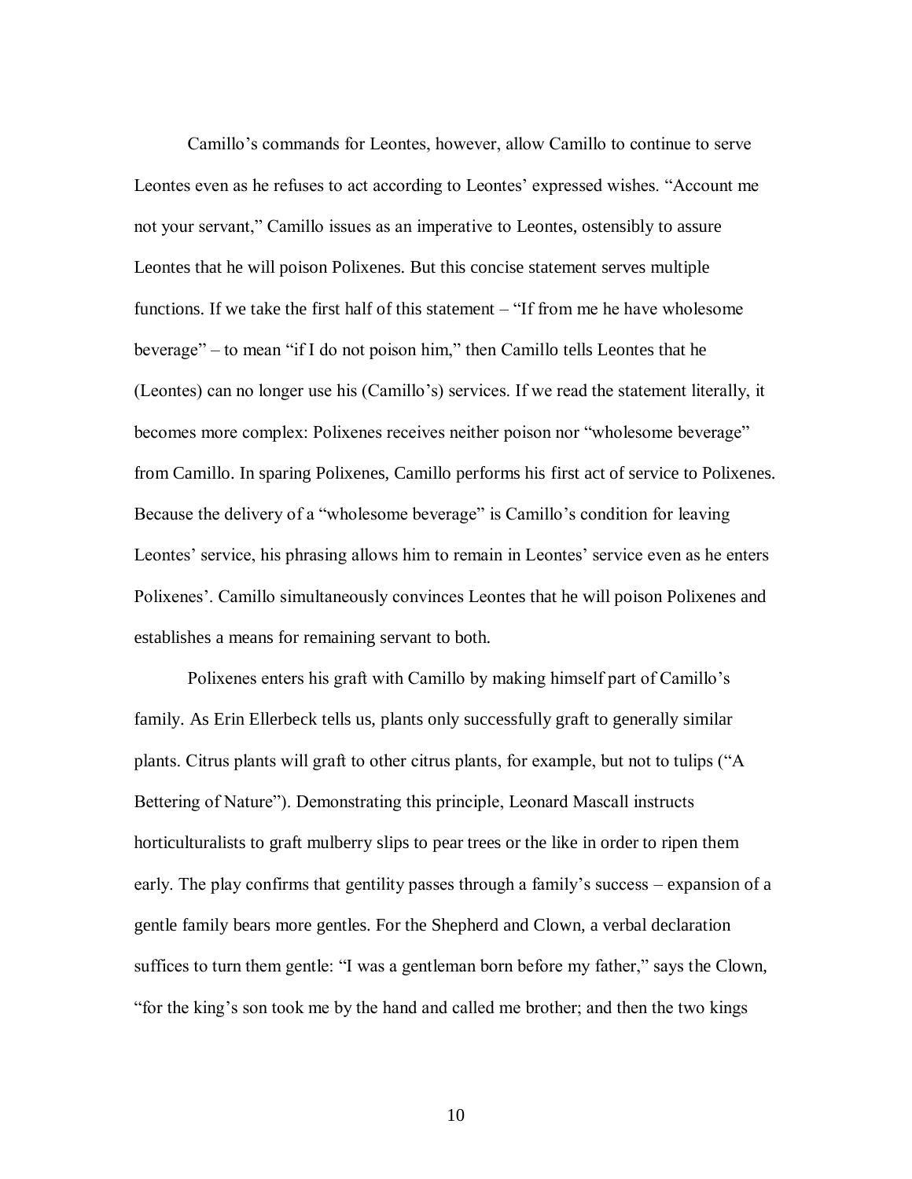Camillo's commands for Leontes, however, allow Camillo to continue to serve Leontes even as he refuses to act according to Leontes' expressed wishes. "Account me not your servant," Camillo issues as an imperative to Leontes, ostensibly to assure Leontes that he will poison Polixenes. But this concise statement serves multiple functions. If we take the first half of this statement – "If from me he have wholesome beverage" – to mean "if I do not poison him," then Camillo tells Leontes that he (Leontes) can no longer use his (Camillo's) services. If we read the statement literally, it becomes more complex: Polixenes receives neither poison nor "wholesome beverage" from Camillo. In sparing Polixenes, Camillo performs his first act of service to Polixenes. Because the delivery of a "wholesome beverage" is Camillo's condition for leaving Leontes' service, his phrasing allows him to remain in Leontes' service even as he enters Polixenes'. Camillo simultaneously convinces Leontes that he will poison Polixenes and establishes a means for remaining servant to both.

Polixenes enters his graft with Camillo by making himself part of Camillo's family. As Erin Ellerbeck tells us, plants only successfully graft to generally similar plants. Citrus plants will graft to other citrus plants, for example, but not to tulips ("A Bettering of Nature"). Demonstrating this principle, Leonard Mascall instructs horticulturalists to graft mulberry slips to pear trees or the like in order to ripen them early. The play confirms that gentility passes through a family's success – expansion of a gentle family bears more gentles. For the Shepherd and Clown, a verbal declaration suffices to turn them gentle: "I was a gentleman born before my father," says the Clown, "for the king's son took me by the hand and called me brother; and then the two kings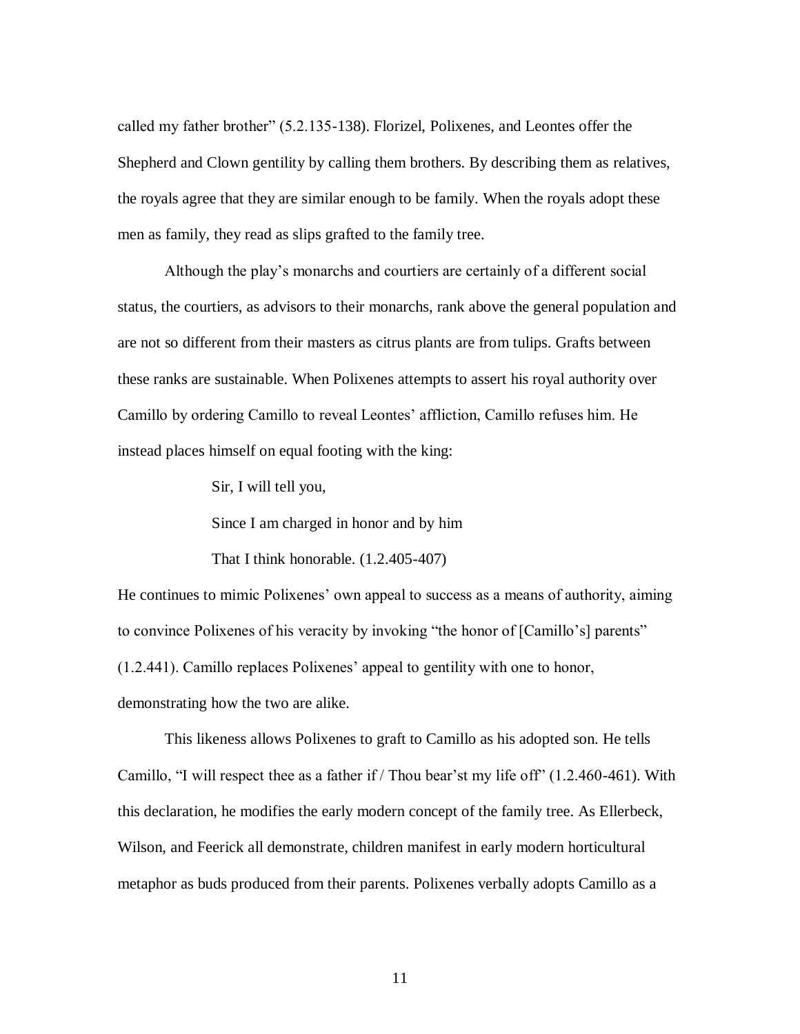called my father brother" (5.2.135-138). Florizel, Polixenes, and Leontes offer the Shepherd and Clown gentility by calling them brothers. By describing them as relatives, the royals agree that they are similar enough to be family. When the royals adopt these men as family, they read as slips grafted to the family tree.

Although the play's monarchs and courtiers are certainly of a different social status, the courtiers, as advisors to their monarchs, rank above the general population and are not so different from their masters as citrus plants are from tulips. Grafts between these ranks are sustainable. When Polixenes attempts to assert his royal authority over Camillo by ordering Camillo to reveal Leontes' affliction, Camillo refuses him. He instead places himself on equal footing with the king:

> Sir, I will tell you,
>
> Since I am charged in honor and by him
>
> That I think honorable. (1.2.405-407)

He continues to mimic Polixenes' own appeal to success as a means of authority, aiming to convince Polixenes of his veracity by invoking "the honor of [Camillo's] parents" (1.2.441). Camillo replaces Polixenes' appeal to gentility with one to honor, demonstrating how the two are alike.

This likeness allows Polixenes to graft to Camillo as his adopted son. He tells Camillo, "I will respect thee as a father if / Thou bear'st my life off" (1.2.460-461). With this declaration, he modifies the early modern concept of the family tree. As Ellerbeck, Wilson, and Feerick all demonstrate, children manifest in early modern horticultural metaphor as buds produced from their parents. Polixenes verbally adopts Camillo as a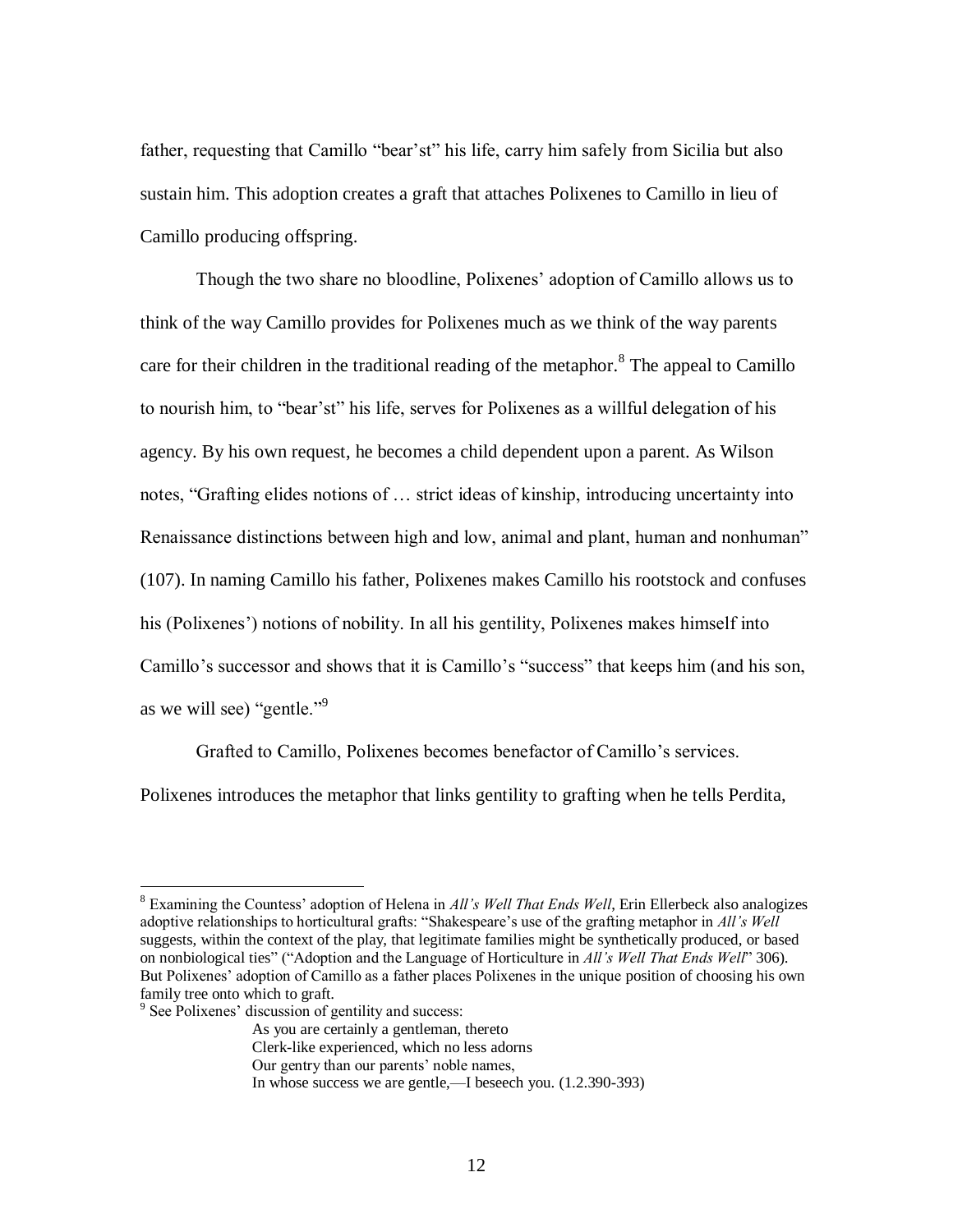father, requesting that Camillo "bear'st" his life, carry him safely from Sicilia but also sustain him. This adoption creates a graft that attaches Polixenes to Camillo in lieu of Camillo producing offspring.

Though the two share no bloodline, Polixenes' adoption of Camillo allows us to think of the way Camillo provides for Polixenes much as we think of the way parents care for their children in the traditional reading of the metaphor.[8] The appeal to Camillo to nourish him, to "bear'st" his life, serves for Polixenes as a willful delegation of his agency. By his own request, he becomes a child dependent upon a parent. As Wilson notes, "Grafting elides notions of … strict ideas of kinship, introducing uncertainty into Renaissance distinctions between high and low, animal and plant, human and nonhuman" (107). In naming Camillo his father, Polixenes makes Camillo his rootstock and confuses his (Polixenes') notions of nobility. In all his gentility, Polixenes makes himself into Camillo's successor and shows that it is Camillo's "success" that keeps him (and his son, as we will see) "gentle."[9]

Grafted to Camillo, Polixenes becomes benefactor of Camillo's services. Polixenes introduces the metaphor that links gentility to grafting when he tells Perdita,

---

[8] Examining the Countess' adoption of Helena in *All's Well That Ends Well*, Erin Ellerbeck also analogizes adoptive relationships to horticultural grafts: "Shakespeare's use of the grafting metaphor in *All's Well* suggests, within the context of the play, that legitimate families might be synthetically produced, or based on nonbiological ties" ("Adoption and the Language of Horticulture in *All's Well That Ends Well*" 306). But Polixenes' adoption of Camillo as a father places Polixenes in the unique position of choosing his own family tree onto which to graft.

[9] See Polixenes' discussion of gentility and success:

> As you are certainly a gentleman, thereto
> Clerk-like experienced, which no less adorns
> Our gentry than our parents' noble names,
> In whose success we are gentle,—I beseech you. (1.2.390-393)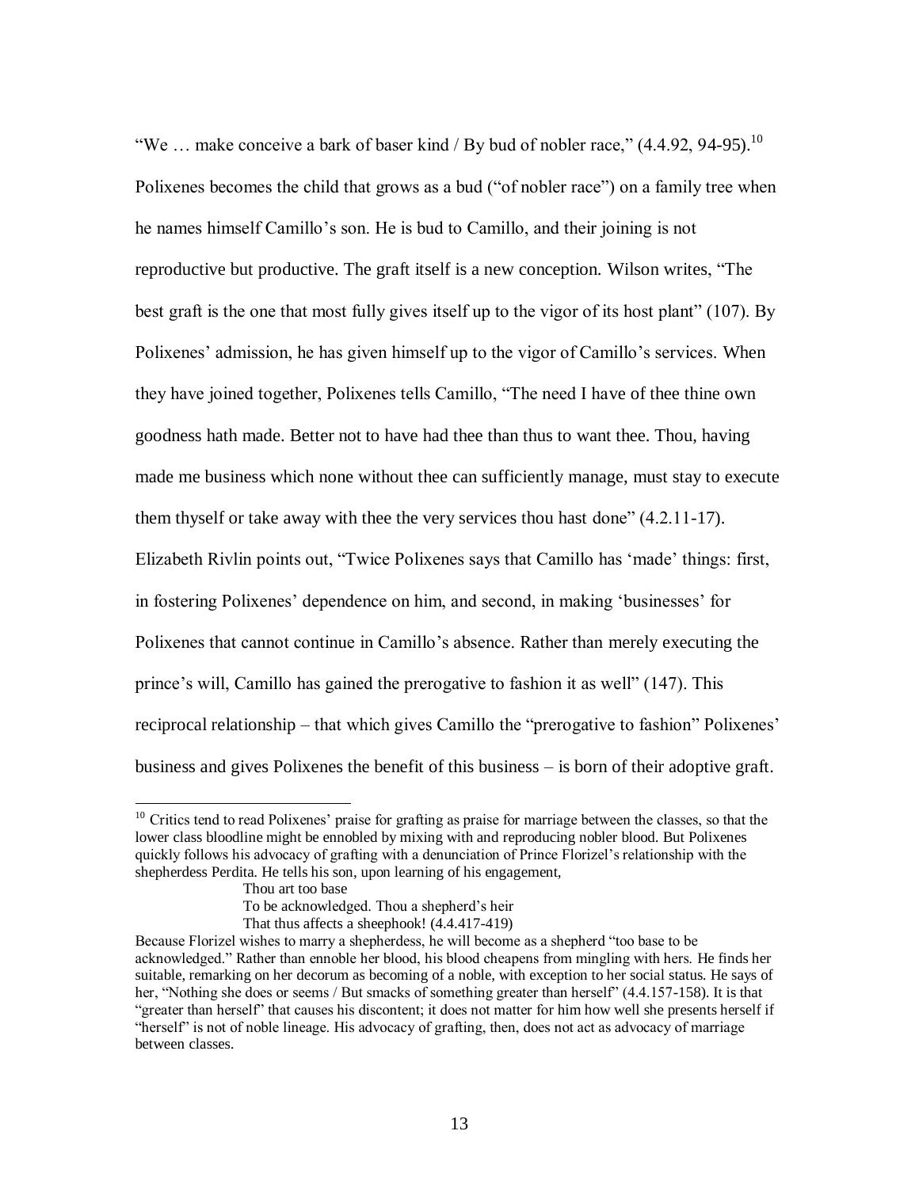"We … make conceive a bark of baser kind / By bud of nobler race," (4.4.92, 94-95).[10] Polixenes becomes the child that grows as a bud ("of nobler race") on a family tree when he names himself Camillo's son. He is bud to Camillo, and their joining is not reproductive but productive. The graft itself is a new conception. Wilson writes, "The best graft is the one that most fully gives itself up to the vigor of its host plant" (107). By Polixenes' admission, he has given himself up to the vigor of Camillo's services. When they have joined together, Polixenes tells Camillo, "The need I have of thee thine own goodness hath made. Better not to have had thee than thus to want thee. Thou, having made me business which none without thee can sufficiently manage, must stay to execute them thyself or take away with thee the very services thou hast done" (4.2.11-17). Elizabeth Rivlin points out, "Twice Polixenes says that Camillo has 'made' things: first, in fostering Polixenes' dependence on him, and second, in making 'businesses' for Polixenes that cannot continue in Camillo's absence. Rather than merely executing the prince's will, Camillo has gained the prerogative to fashion it as well" (147). This reciprocal relationship – that which gives Camillo the "prerogative to fashion" Polixenes' business and gives Polixenes the benefit of this business – is born of their adoptive graft.

---

[10] Critics tend to read Polixenes' praise for grafting as praise for marriage between the classes, so that the lower class bloodline might be ennobled by mixing with and reproducing nobler blood. But Polixenes quickly follows his advocacy of grafting with a denunciation of Prince Florizel's relationship with the shepherdess Perdita. He tells his son, upon learning of his engagement,

> Thou art too base
> To be acknowledged. Thou a shepherd's heir
> That thus affects a sheephook! (4.4.417-419)

Because Florizel wishes to marry a shepherdess, he will become as a shepherd "too base to be acknowledged." Rather than ennoble her blood, his blood cheapens from mingling with hers. He finds her suitable, remarking on her decorum as becoming of a noble, with exception to her social status. He says of her, "Nothing she does or seems / But smacks of something greater than herself" (4.4.157-158). It is that "greater than herself" that causes his discontent; it does not matter for him how well she presents herself if "herself" is not of noble lineage. His advocacy of grafting, then, does not act as advocacy of marriage between classes.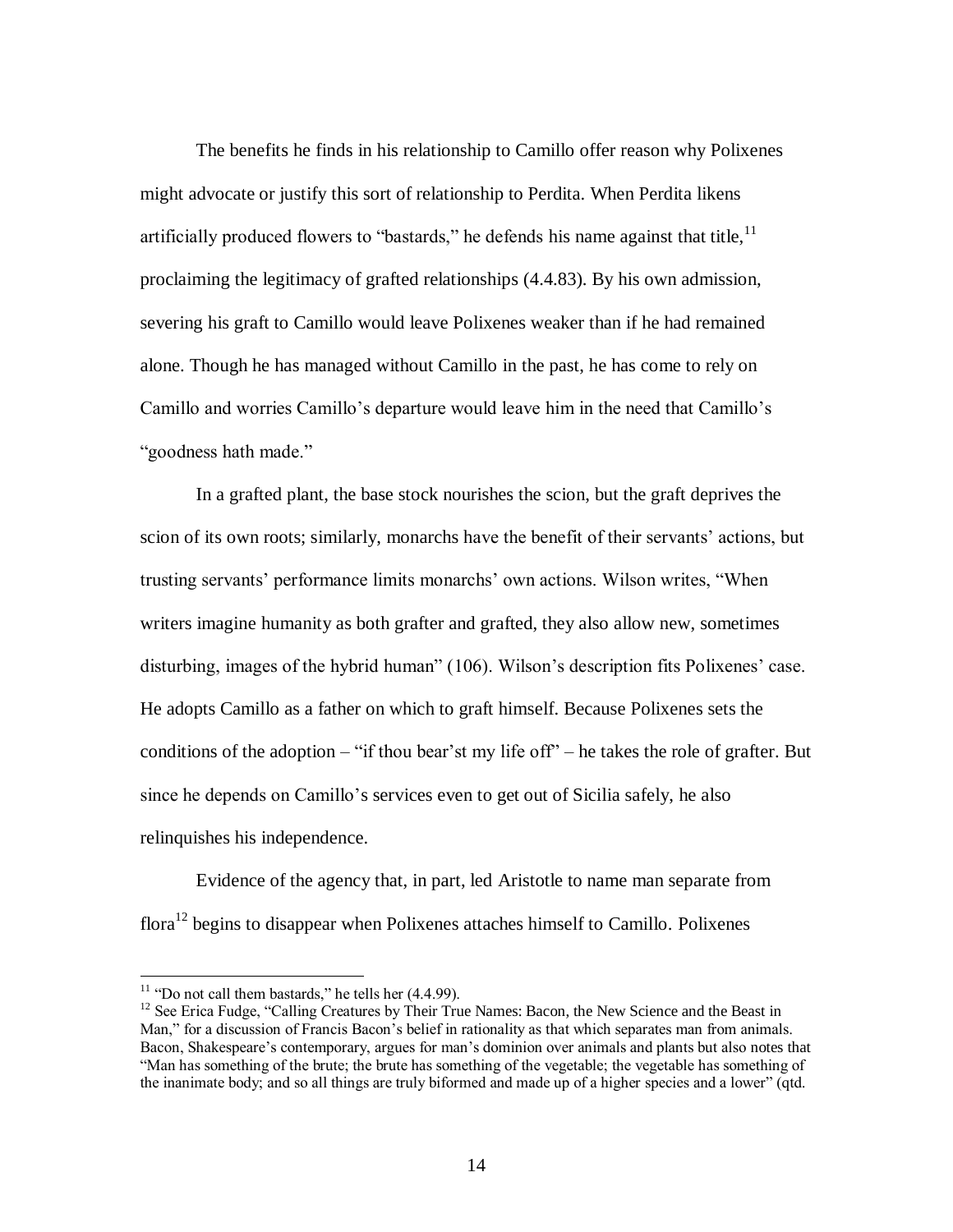The benefits he finds in his relationship to Camillo offer reason why Polixenes might advocate or justify this sort of relationship to Perdita. When Perdita likens artificially produced flowers to "bastards," he defends his name against that title,[11] proclaiming the legitimacy of grafted relationships (4.4.83). By his own admission, severing his graft to Camillo would leave Polixenes weaker than if he had remained alone. Though he has managed without Camillo in the past, he has come to rely on Camillo and worries Camillo's departure would leave him in the need that Camillo's "goodness hath made."

In a grafted plant, the base stock nourishes the scion, but the graft deprives the scion of its own roots; similarly, monarchs have the benefit of their servants' actions, but trusting servants' performance limits monarchs' own actions. Wilson writes, "When writers imagine humanity as both grafter and grafted, they also allow new, sometimes disturbing, images of the hybrid human" (106). Wilson's description fits Polixenes' case. He adopts Camillo as a father on which to graft himself. Because Polixenes sets the conditions of the adoption – "if thou bear'st my life off" – he takes the role of grafter. But since he depends on Camillo's services even to get out of Sicilia safely, he also relinquishes his independence.

Evidence of the agency that, in part, led Aristotle to name man separate from flora[12] begins to disappear when Polixenes attaches himself to Camillo. Polixenes

[11] "Do not call them bastards," he tells her (4.4.99).

[12] See Erica Fudge, "Calling Creatures by Their True Names: Bacon, the New Science and the Beast in Man," for a discussion of Francis Bacon's belief in rationality as that which separates man from animals. Bacon, Shakespeare's contemporary, argues for man's dominion over animals and plants but also notes that "Man has something of the brute; the brute has something of the vegetable; the vegetable has something of the inanimate body; and so all things are truly biformed and made up of a higher species and a lower" (qtd.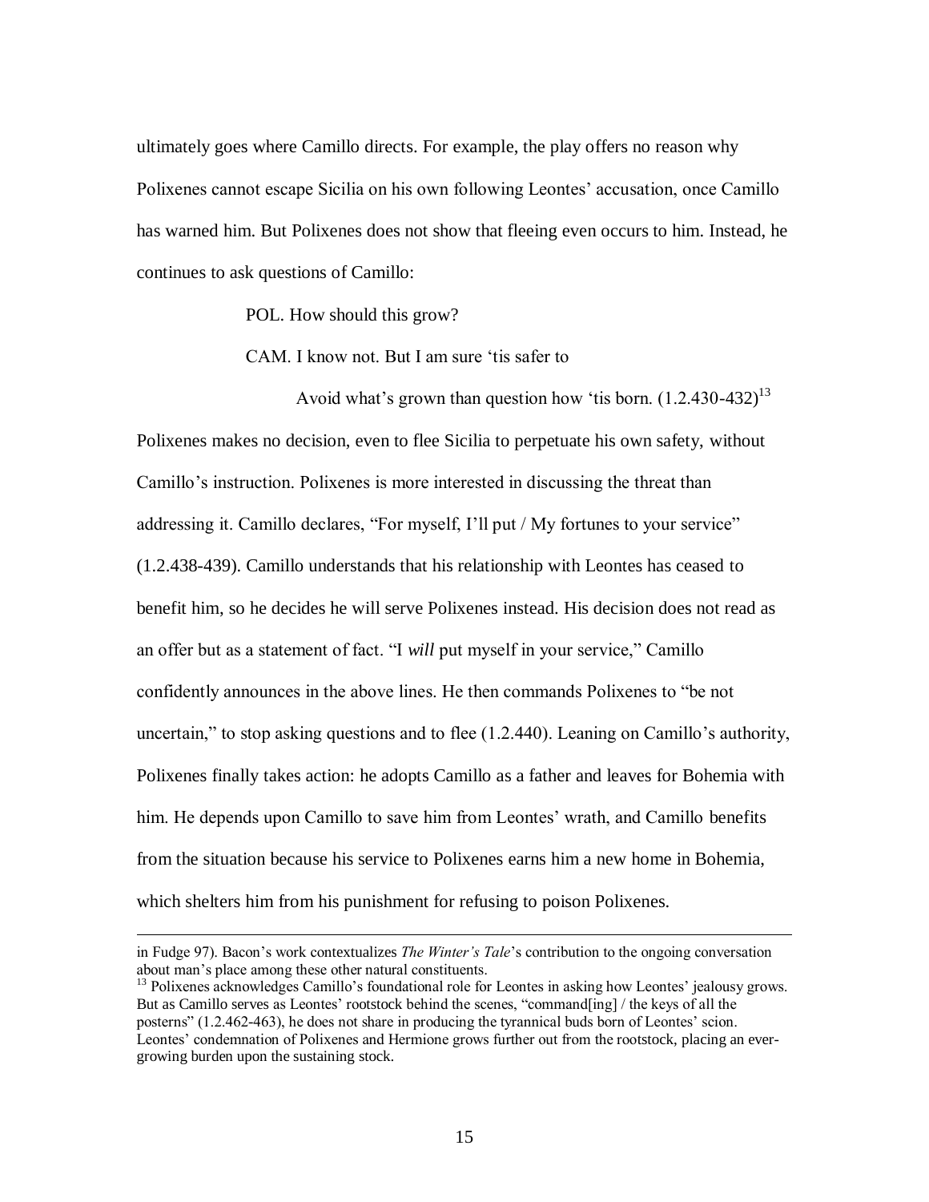ultimately goes where Camillo directs. For example, the play offers no reason why Polixenes cannot escape Sicilia on his own following Leontes' accusation, once Camillo has warned him. But Polixenes does not show that fleeing even occurs to him. Instead, he continues to ask questions of Camillo:

> POL. How should this grow?
>
> CAM. I know not. But I am sure 'tis safer to
>
> Avoid what's grown than question how 'tis born. (1.2.430-432)[13]

Polixenes makes no decision, even to flee Sicilia to perpetuate his own safety, without Camillo's instruction. Polixenes is more interested in discussing the threat than addressing it. Camillo declares, "For myself, I'll put / My fortunes to your service" (1.2.438-439). Camillo understands that his relationship with Leontes has ceased to benefit him, so he decides he will serve Polixenes instead. His decision does not read as an offer but as a statement of fact. "I *will* put myself in your service," Camillo confidently announces in the above lines. He then commands Polixenes to "be not uncertain," to stop asking questions and to flee (1.2.440). Leaning on Camillo's authority, Polixenes finally takes action: he adopts Camillo as a father and leaves for Bohemia with him. He depends upon Camillo to save him from Leontes' wrath, and Camillo benefits from the situation because his service to Polixenes earns him a new home in Bohemia, which shelters him from his punishment for refusing to poison Polixenes.

---

in Fudge 97). Bacon's work contextualizes *The Winter's Tale*'s contribution to the ongoing conversation about man's place among these other natural constituents.

[13] Polixenes acknowledges Camillo's foundational role for Leontes in asking how Leontes' jealousy grows. But as Camillo serves as Leontes' rootstock behind the scenes, "command[ing] / the keys of all the posterns" (1.2.462-463), he does not share in producing the tyrannical buds born of Leontes' scion. Leontes' condemnation of Polixenes and Hermione grows further out from the rootstock, placing an ever-growing burden upon the sustaining stock.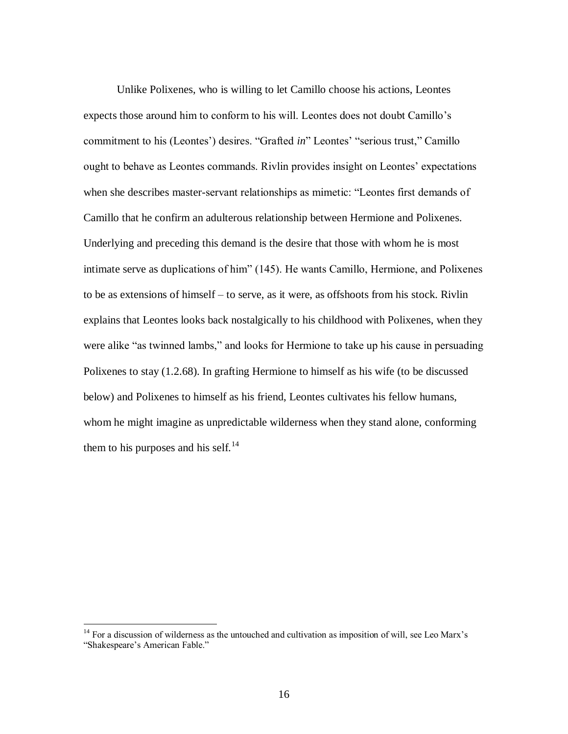Unlike Polixenes, who is willing to let Camillo choose his actions, Leontes expects those around him to conform to his will. Leontes does not doubt Camillo's commitment to his (Leontes') desires. "Grafted *in*" Leontes' "serious trust," Camillo ought to behave as Leontes commands. Rivlin provides insight on Leontes' expectations when she describes master-servant relationships as mimetic: "Leontes first demands of Camillo that he confirm an adulterous relationship between Hermione and Polixenes. Underlying and preceding this demand is the desire that those with whom he is most intimate serve as duplications of him" (145). He wants Camillo, Hermione, and Polixenes to be as extensions of himself – to serve, as it were, as offshoots from his stock. Rivlin explains that Leontes looks back nostalgically to his childhood with Polixenes, when they were alike "as twinned lambs," and looks for Hermione to take up his cause in persuading Polixenes to stay (1.2.68). In grafting Hermione to himself as his wife (to be discussed below) and Polixenes to himself as his friend, Leontes cultivates his fellow humans, whom he might imagine as unpredictable wilderness when they stand alone, conforming them to his purposes and his self.[14]

---

[14] For a discussion of wilderness as the untouched and cultivation as imposition of will, see Leo Marx's "Shakespeare's American Fable."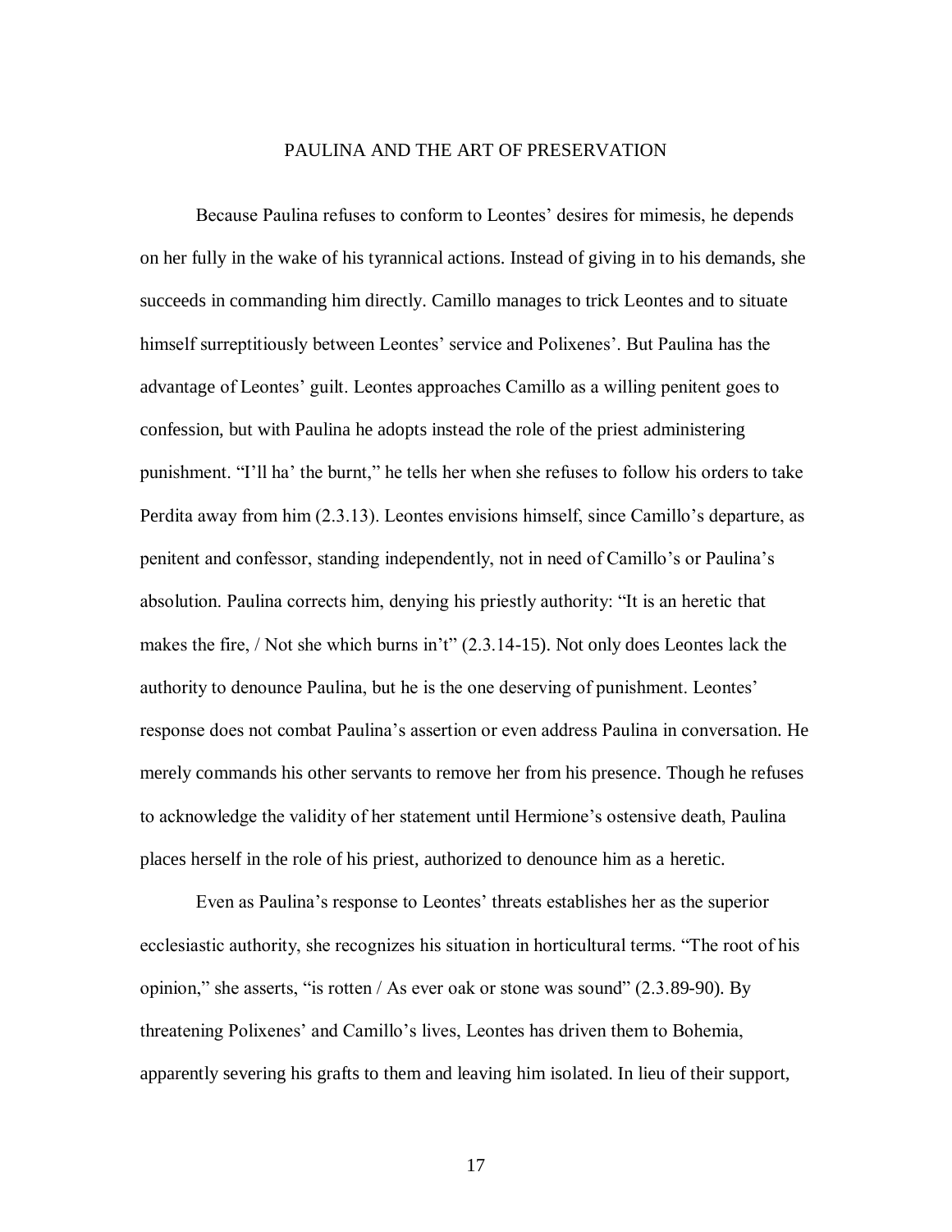# PAULINA AND THE ART OF PRESERVATION

Because Paulina refuses to conform to Leontes' desires for mimesis, he depends on her fully in the wake of his tyrannical actions. Instead of giving in to his demands, she succeeds in commanding him directly. Camillo manages to trick Leontes and to situate himself surreptitiously between Leontes' service and Polixenes'. But Paulina has the advantage of Leontes' guilt. Leontes approaches Camillo as a willing penitent goes to confession, but with Paulina he adopts instead the role of the priest administering punishment. "I'll ha' the burnt," he tells her when she refuses to follow his orders to take Perdita away from him (2.3.13). Leontes envisions himself, since Camillo's departure, as penitent and confessor, standing independently, not in need of Camillo's or Paulina's absolution. Paulina corrects him, denying his priestly authority: "It is an heretic that makes the fire, / Not she which burns in't" (2.3.14-15). Not only does Leontes lack the authority to denounce Paulina, but he is the one deserving of punishment. Leontes' response does not combat Paulina's assertion or even address Paulina in conversation. He merely commands his other servants to remove her from his presence. Though he refuses to acknowledge the validity of her statement until Hermione's ostensive death, Paulina places herself in the role of his priest, authorized to denounce him as a heretic.

Even as Paulina's response to Leontes' threats establishes her as the superior ecclesiastical authority, she recognizes his situation in horticultural terms. "The root of his opinion," she asserts, "is rotten / As ever oak or stone was sound" (2.3.89-90). By threatening Polixenes' and Camillo's lives, Leontes has driven them to Bohemia, apparently severing his grafts to them and leaving him isolated. In lieu of their support,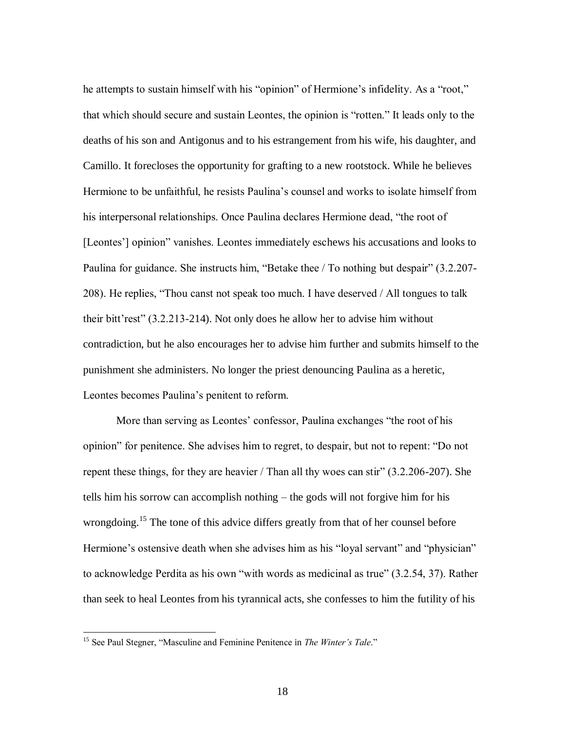he attempts to sustain himself with his "opinion" of Hermione's infidelity. As a "root," that which should secure and sustain Leontes, the opinion is "rotten." It leads only to the deaths of his son and Antigonus and to his estrangement from his wife, his daughter, and Camillo. It forecloses the opportunity for grafting to a new rootstock. While he believes Hermione to be unfaithful, he resists Paulina's counsel and works to isolate himself from his interpersonal relationships. Once Paulina declares Hermione dead, "the root of [Leontes'] opinion" vanishes. Leontes immediately eschews his accusations and looks to Paulina for guidance. She instructs him, "Betake thee / To nothing but despair" (3.2.207-208). He replies, "Thou canst not speak too much. I have deserved / All tongues to talk their bitt'rest" (3.2.213-214). Not only does he allow her to advise him without contradiction, but he also encourages her to advise him further and submits himself to the punishment she administers. No longer the priest denouncing Paulina as a heretic, Leontes becomes Paulina's penitent to reform.

More than serving as Leontes' confessor, Paulina exchanges "the root of his opinion" for penitence. She advises him to regret, to despair, but not to repent: "Do not repent these things, for they are heavier / Than all thy woes can stir" (3.2.206-207). She tells him his sorrow can accomplish nothing – the gods will not forgive him for his wrongdoing.[15] The tone of this advice differs greatly from that of her counsel before Hermione's ostensive death when she advises him as his "loyal servant" and "physician" to acknowledge Perdita as his own "with words as medicinal as true" (3.2.54, 37). Rather than seek to heal Leontes from his tyrannical acts, she confesses to him the futility of his

[15] See Paul Stegner, "Masculine and Feminine Penitence in *The Winter's Tale*."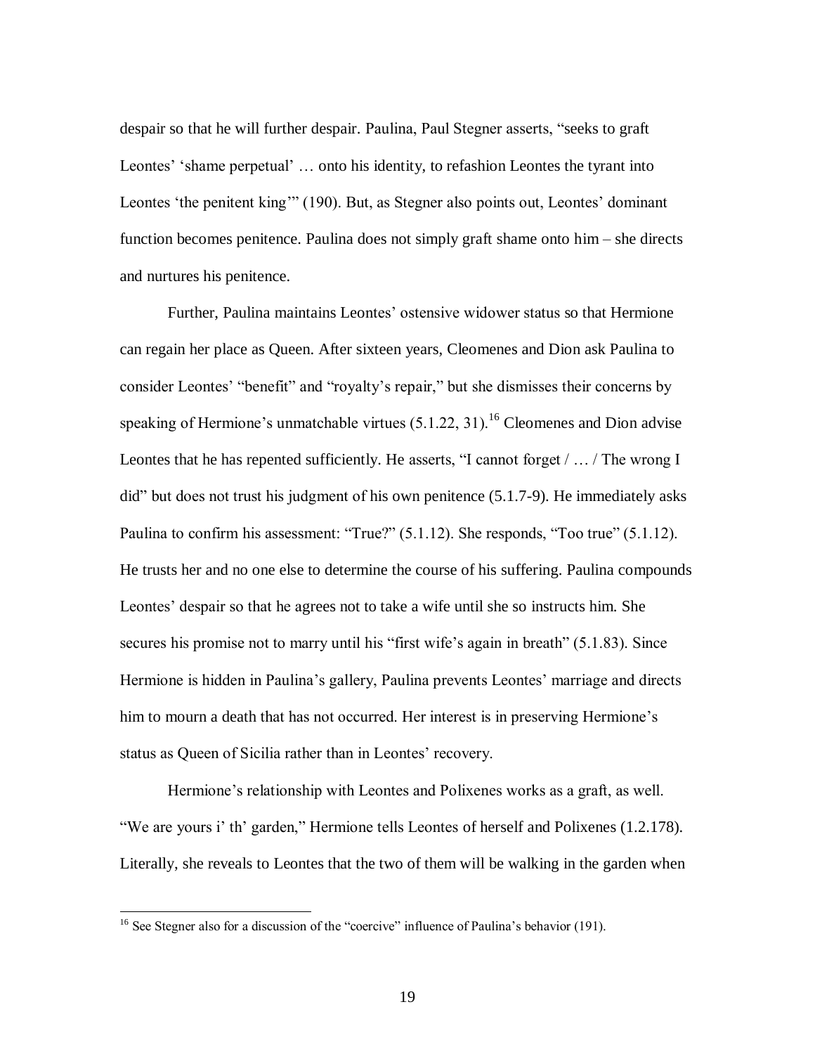despair so that he will further despair. Paulina, Paul Stegner asserts, "seeks to graft Leontes' 'shame perpetual' … onto his identity, to refashion Leontes the tyrant into Leontes 'the penitent king'" (190). But, as Stegner also points out, Leontes' dominant function becomes penitence. Paulina does not simply graft shame onto him – she directs and nurtures his penitence.

Further, Paulina maintains Leontes' ostensive widower status so that Hermione can regain her place as Queen. After sixteen years, Cleomenes and Dion ask Paulina to consider Leontes' "benefit" and "royalty's repair," but she dismisses their concerns by speaking of Hermione's unmatchable virtues (5.1.22, 31).[16] Cleomenes and Dion advise Leontes that he has repented sufficiently. He asserts, "I cannot forget / … / The wrong I did" but does not trust his judgment of his own penitence (5.1.7-9). He immediately asks Paulina to confirm his assessment: "True?" (5.1.12). She responds, "Too true" (5.1.12). He trusts her and no one else to determine the course of his suffering. Paulina compounds Leontes' despair so that he agrees not to take a wife until she so instructs him. She secures his promise not to marry until his "first wife's again in breath" (5.1.83). Since Hermione is hidden in Paulina's gallery, Paulina prevents Leontes' marriage and directs him to mourn a death that has not occurred. Her interest is in preserving Hermione's status as Queen of Sicilia rather than in Leontes' recovery.

Hermione's relationship with Leontes and Polixenes works as a graft, as well. "We are yours i' th' garden," Hermione tells Leontes of herself and Polixenes (1.2.178). Literally, she reveals to Leontes that the two of them will be walking in the garden when

---

[16] See Stegner also for a discussion of the "coercive" influence of Paulina's behavior (191).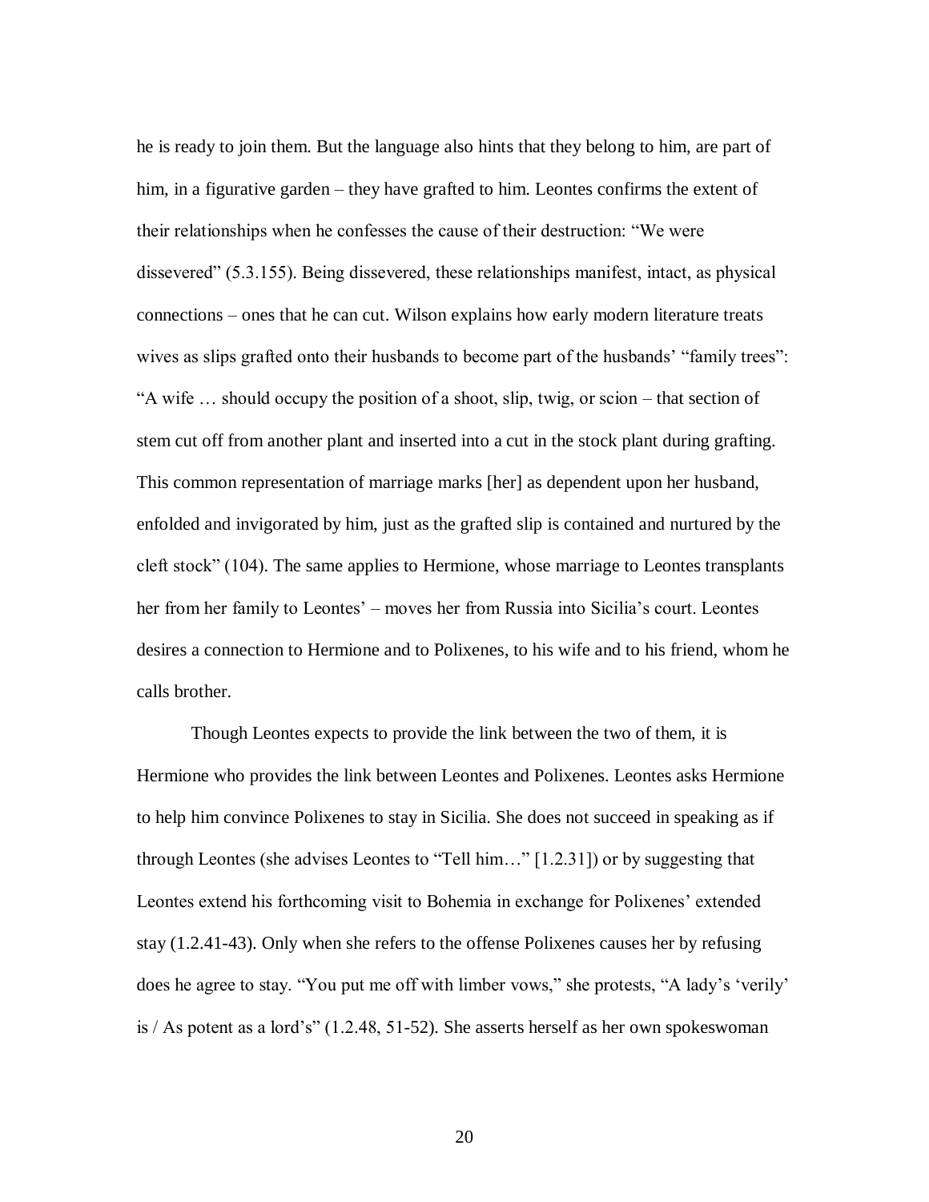he is ready to join them. But the language also hints that they belong to him, are part of him, in a figurative garden – they have grafted to him. Leontes confirms the extent of their relationships when he confesses the cause of their destruction: "We were dissevered" (5.3.155). Being dissevered, these relationships manifest, intact, as physical connections – ones that he can cut. Wilson explains how early modern literature treats wives as slips grafted onto their husbands to become part of the husbands' "family trees": "A wife … should occupy the position of a shoot, slip, twig, or scion – that section of stem cut off from another plant and inserted into a cut in the stock plant during grafting. This common representation of marriage marks [her] as dependent upon her husband, enfolded and invigorated by him, just as the grafted slip is contained and nurtured by the cleft stock" (104). The same applies to Hermione, whose marriage to Leontes transplants her from her family to Leontes' – moves her from Russia into Sicilia's court. Leontes desires a connection to Hermione and to Polixenes, to his wife and to his friend, whom he calls brother.

Though Leontes expects to provide the link between the two of them, it is Hermione who provides the link between Leontes and Polixenes. Leontes asks Hermione to help him convince Polixenes to stay in Sicilia. She does not succeed in speaking as if through Leontes (she advises Leontes to "Tell him…" [1.2.31]) or by suggesting that Leontes extend his forthcoming visit to Bohemia in exchange for Polixenes' extended stay (1.2.41-43). Only when she refers to the offense Polixenes causes her by refusing does he agree to stay. "You put me off with limber vows," she protests, "A lady's 'verily' is / As potent as a lord's" (1.2.48, 51-52). She asserts herself as her own spokeswoman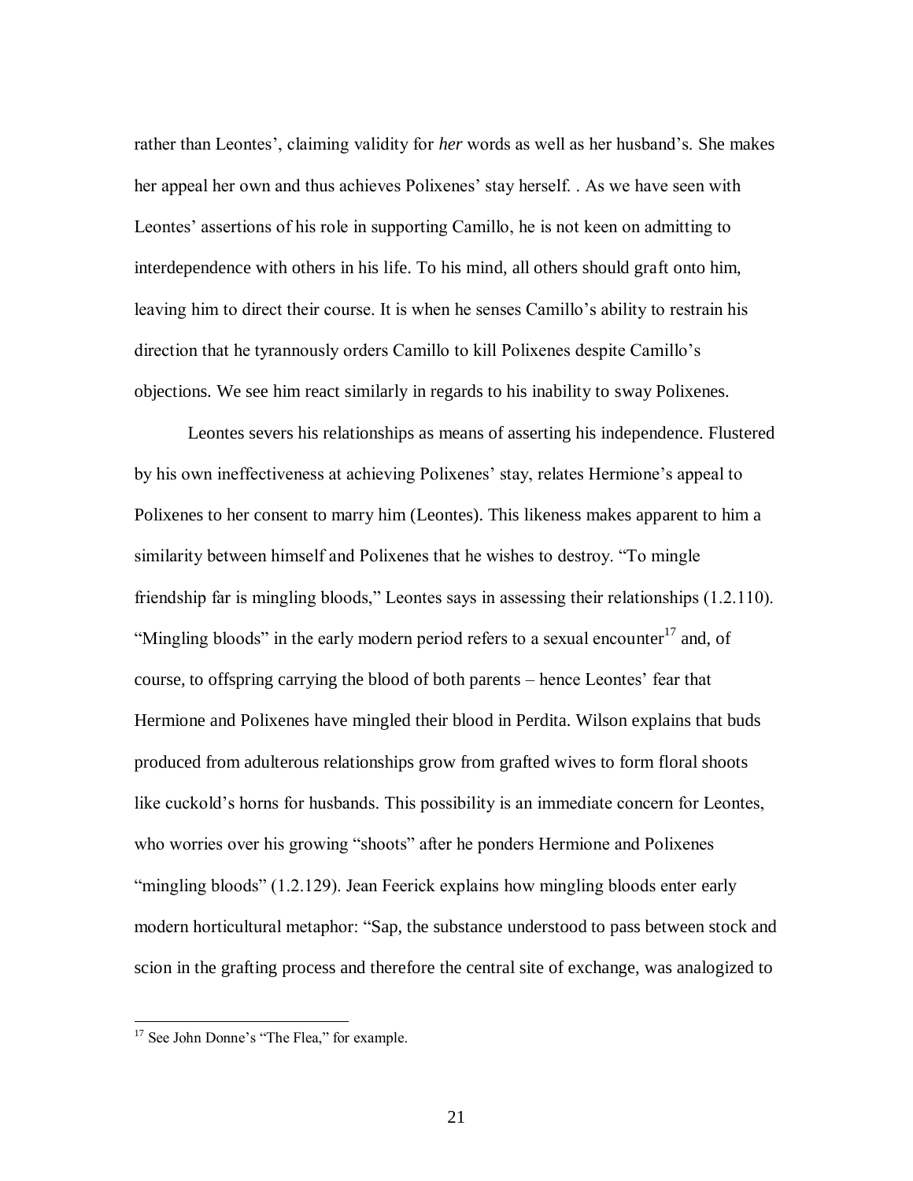rather than Leontes', claiming validity for *her* words as well as her husband's. She makes her appeal her own and thus achieves Polixenes' stay herself. . As we have seen with Leontes' assertions of his role in supporting Camillo, he is not keen on admitting to interdependence with others in his life. To his mind, all others should graft onto him, leaving him to direct their course. It is when he senses Camillo's ability to restrain his direction that he tyrannously orders Camillo to kill Polixenes despite Camillo's objections. We see him react similarly in regards to his inability to sway Polixenes.

Leontes severs his relationships as means of asserting his independence. Flustered by his own ineffectiveness at achieving Polixenes' stay, relates Hermione's appeal to Polixenes to her consent to marry him (Leontes). This likeness makes apparent to him a similarity between himself and Polixenes that he wishes to destroy. "To mingle friendship far is mingling bloods," Leontes says in assessing their relationships (1.2.110). "Mingling bloods" in the early modern period refers to a sexual encounter[17] and, of course, to offspring carrying the blood of both parents – hence Leontes' fear that Hermione and Polixenes have mingled their blood in Perdita. Wilson explains that buds produced from adulterous relationships grow from grafted wives to form floral shoots like cuckold's horns for husbands. This possibility is an immediate concern for Leontes, who worries over his growing "shoots" after he ponders Hermione and Polixenes "mingling bloods" (1.2.129). Jean Feerick explains how mingling bloods enter early modern horticultural metaphor: "Sap, the substance understood to pass between stock and scion in the grafting process and therefore the central site of exchange, was analogized to

[17] See John Donne's "The Flea," for example.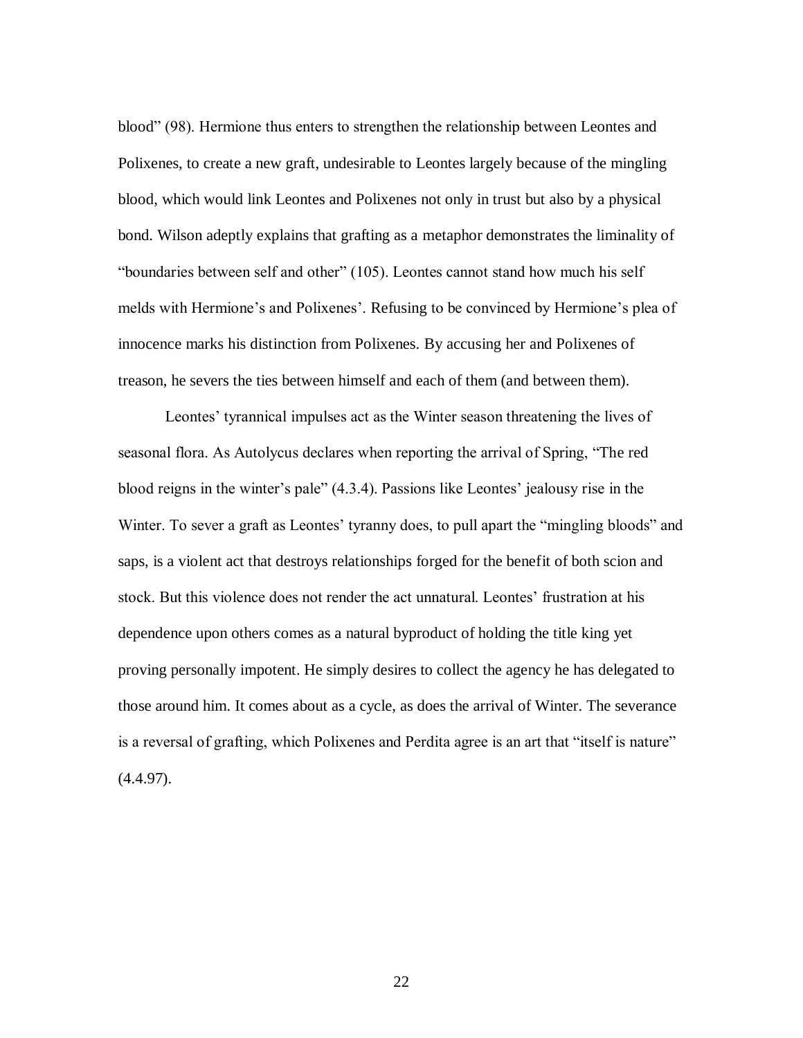blood" (98). Hermione thus enters to strengthen the relationship between Leontes and Polixenes, to create a new graft, undesirable to Leontes largely because of the mingling blood, which would link Leontes and Polixenes not only in trust but also by a physical bond. Wilson adeptly explains that grafting as a metaphor demonstrates the liminality of "boundaries between self and other" (105). Leontes cannot stand how much his self melds with Hermione's and Polixenes'. Refusing to be convinced by Hermione's plea of innocence marks his distinction from Polixenes. By accusing her and Polixenes of treason, he severs the ties between himself and each of them (and between them).

Leontes' tyrannical impulses act as the Winter season threatening the lives of seasonal flora. As Autolycus declares when reporting the arrival of Spring, "The red blood reigns in the winter's pale" (4.3.4). Passions like Leontes' jealousy rise in the Winter. To sever a graft as Leontes' tyranny does, to pull apart the "mingling bloods" and saps, is a violent act that destroys relationships forged for the benefit of both scion and stock. But this violence does not render the act unnatural. Leontes' frustration at his dependence upon others comes as a natural byproduct of holding the title king yet proving personally impotent. He simply desires to collect the agency he has delegated to those around him. It comes about as a cycle, as does the arrival of Winter. The severance is a reversal of grafting, which Polixenes and Perdita agree is an art that "itself is nature" (4.4.97).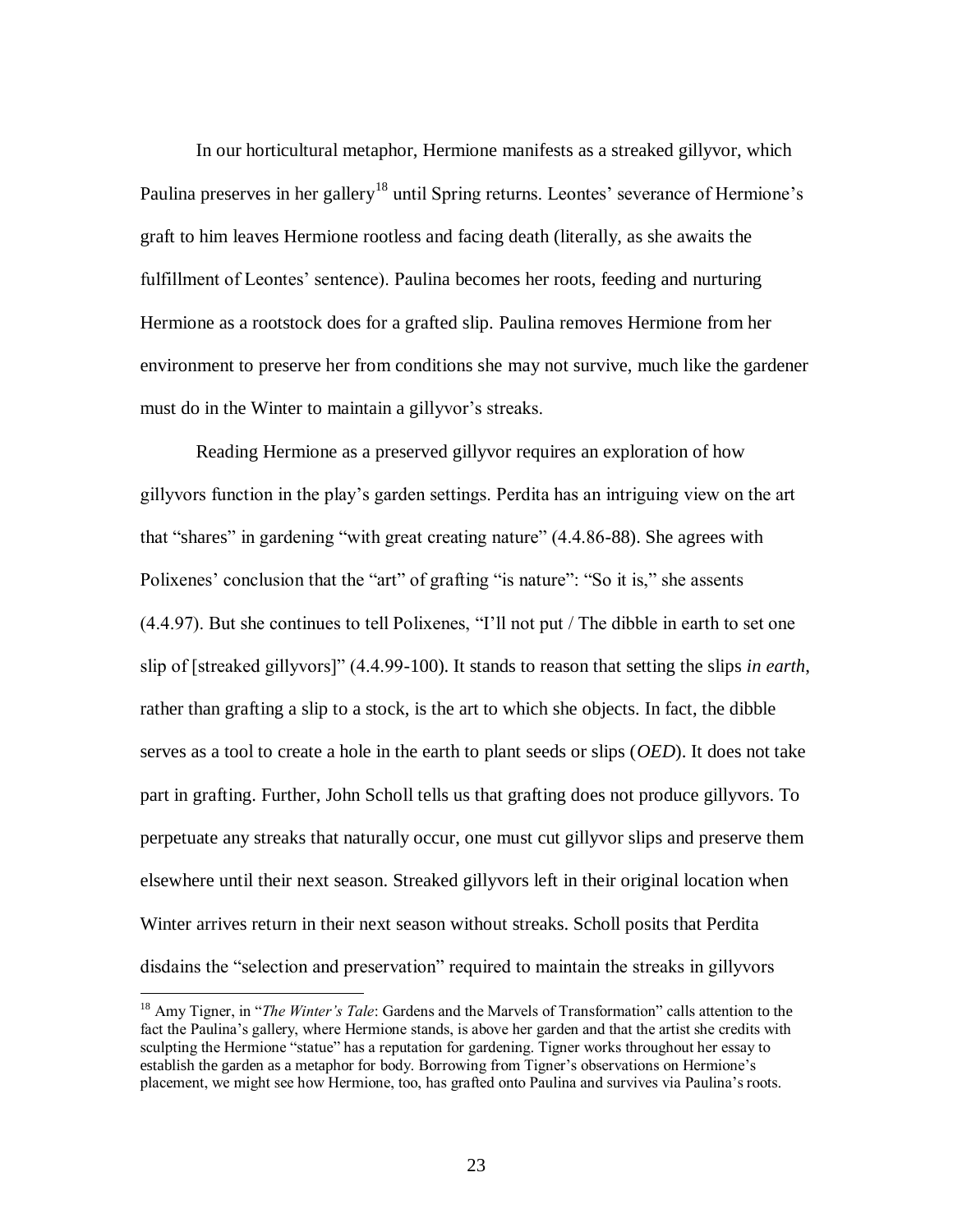In our horticultural metaphor, Hermione manifests as a streaked gillyvor, which Paulina preserves in her gallery[18] until Spring returns. Leontes' severance of Hermione's graft to him leaves Hermione rootless and facing death (literally, as she awaits the fulfillment of Leontes' sentence). Paulina becomes her roots, feeding and nurturing Hermione as a rootstock does for a grafted slip. Paulina removes Hermione from her environment to preserve her from conditions she may not survive, much like the gardener must do in the Winter to maintain a gillyvor's streaks.

Reading Hermione as a preserved gillyvor requires an exploration of how gillyvors function in the play's garden settings. Perdita has an intriguing view on the art that "shares" in gardening "with great creating nature" (4.4.86-88). She agrees with Polixenes' conclusion that the "art" of grafting "is nature": "So it is," she assents (4.4.97). But she continues to tell Polixenes, "I'll not put / The dibble in earth to set one slip of [streaked gillyvors]" (4.4.99-100). It stands to reason that setting the slips *in earth*, rather than grafting a slip to a stock, is the art to which she objects. In fact, the dibble serves as a tool to create a hole in the earth to plant seeds or slips (*OED*). It does not take part in grafting. Further, John Scholl tells us that grafting does not produce gillyvors. To perpetuate any streaks that naturally occur, one must cut gillyvor slips and preserve them elsewhere until their next season. Streaked gillyvors left in their original location when Winter arrives return in their next season without streaks. Scholl posits that Perdita disdains the "selection and preservation" required to maintain the streaks in gillyvors

[18] Amy Tigner, in "*The Winter's Tale*: Gardens and the Marvels of Transformation" calls attention to the fact the Paulina's gallery, where Hermione stands, is above her garden and that the artist she credits with sculpting the Hermione "statue" has a reputation for gardening. Tigner works throughout her essay to establish the garden as a metaphor for body. Borrowing from Tigner's observations on Hermione's placement, we might see how Hermione, too, has grafted onto Paulina and survives via Paulina's roots.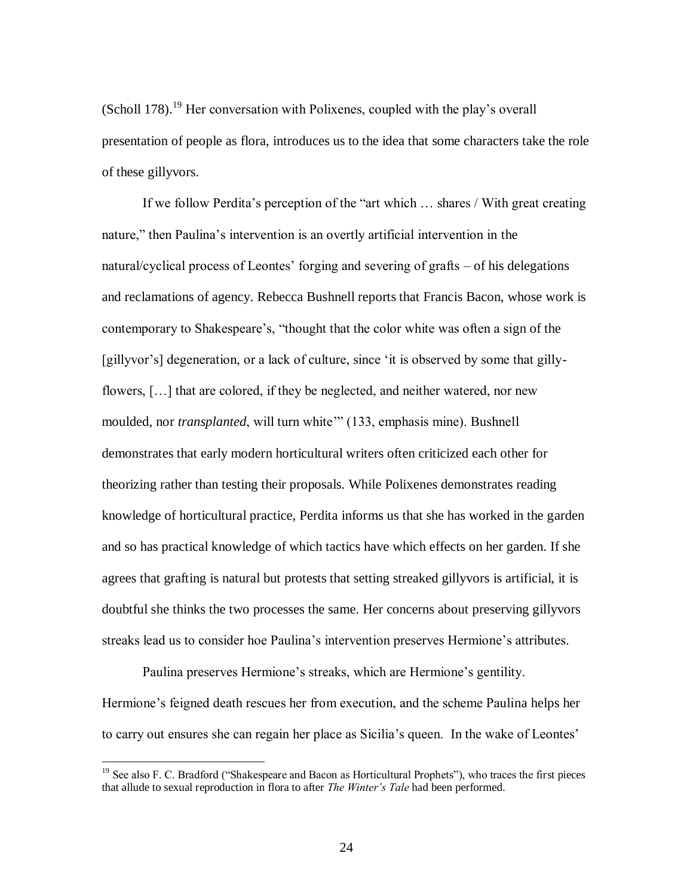(Scholl 178).[19] Her conversation with Polixenes, coupled with the play's overall presentation of people as flora, introduces us to the idea that some characters take the role of these gillyvors.

If we follow Perdita's perception of the "art which … shares / With great creating nature," then Paulina's intervention is an overtly artificial intervention in the natural/cyclical process of Leontes' forging and severing of grafts – of his delegations and reclamations of agency. Rebecca Bushnell reports that Francis Bacon, whose work is contemporary to Shakespeare's, "thought that the color white was often a sign of the [gillyvor's] degeneration, or a lack of culture, since 'it is observed by some that gilly-flowers, […] that are colored, if they be neglected, and neither watered, nor new moulded, nor *transplanted*, will turn white'" (133, emphasis mine). Bushnell demonstrates that early modern horticultural writers often criticized each other for theorizing rather than testing their proposals. While Polixenes demonstrates reading knowledge of horticultural practice, Perdita informs us that she has worked in the garden and so has practical knowledge of which tactics have which effects on her garden. If she agrees that grafting is natural but protests that setting streaked gillyvors is artificial, it is doubtful she thinks the two processes the same. Her concerns about preserving gillyvors streaks lead us to consider hoe Paulina's intervention preserves Hermione's attributes.

Paulina preserves Hermione's streaks, which are Hermione's gentility. Hermione's feigned death rescues her from execution, and the scheme Paulina helps her to carry out ensures she can regain her place as Sicilia's queen. In the wake of Leontes'

[19] See also F. C. Bradford ("Shakespeare and Bacon as Horticultural Prophets"), who traces the first pieces that allude to sexual reproduction in flora to after *The Winter's Tale* had been performed.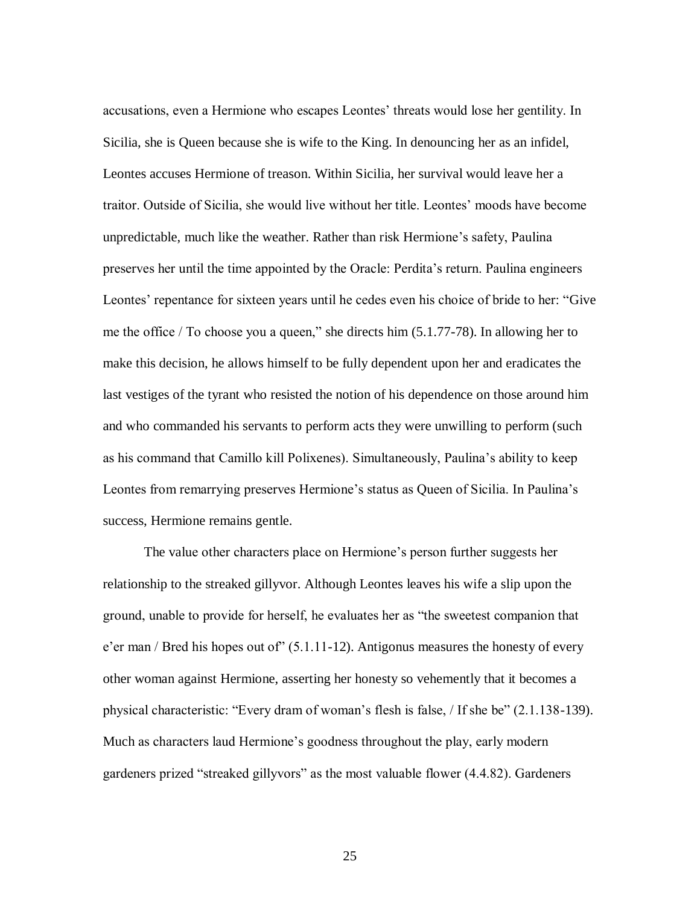accusations, even a Hermione who escapes Leontes' threats would lose her gentility. In Sicilia, she is Queen because she is wife to the King. In denouncing her as an infidel, Leontes accuses Hermione of treason. Within Sicilia, her survival would leave her a traitor. Outside of Sicilia, she would live without her title. Leontes' moods have become unpredictable, much like the weather. Rather than risk Hermione's safety, Paulina preserves her until the time appointed by the Oracle: Perdita's return. Paulina engineers Leontes' repentance for sixteen years until he cedes even his choice of bride to her: "Give me the office / To choose you a queen," she directs him (5.1.77-78). In allowing her to make this decision, he allows himself to be fully dependent upon her and eradicates the last vestiges of the tyrant who resisted the notion of his dependence on those around him and who commanded his servants to perform acts they were unwilling to perform (such as his command that Camillo kill Polixenes). Simultaneously, Paulina's ability to keep Leontes from remarrying preserves Hermione's status as Queen of Sicilia. In Paulina's success, Hermione remains gentle.

The value other characters place on Hermione's person further suggests her relationship to the streaked gillyvor. Although Leontes leaves his wife a slip upon the ground, unable to provide for herself, he evaluates her as "the sweetest companion that e'er man / Bred his hopes out of" (5.1.11-12). Antigonus measures the honesty of every other woman against Hermione, asserting her honesty so vehemently that it becomes a physical characteristic: "Every dram of woman's flesh is false, / If she be" (2.1.138-139). Much as characters laud Hermione's goodness throughout the play, early modern gardeners prized "streaked gillyvors" as the most valuable flower (4.4.82). Gardeners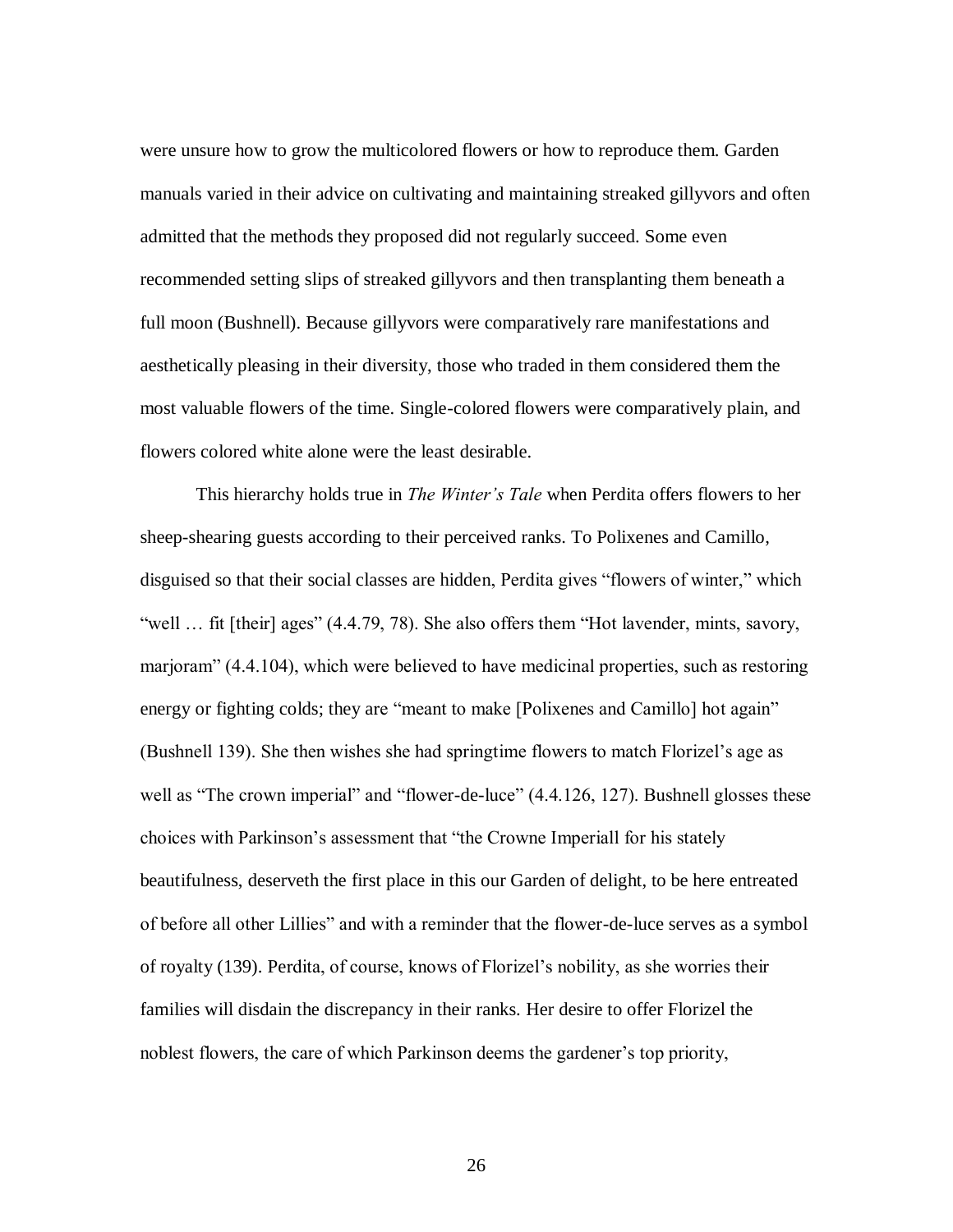were unsure how to grow the multicolored flowers or how to reproduce them. Garden manuals varied in their advice on cultivating and maintaining streaked gillyvors and often admitted that the methods they proposed did not regularly succeed. Some even recommended setting slips of streaked gillyvors and then transplanting them beneath a full moon (Bushnell). Because gillyvors were comparatively rare manifestations and aesthetically pleasing in their diversity, those who traded in them considered them the most valuable flowers of the time. Single-colored flowers were comparatively plain, and flowers colored white alone were the least desirable.

This hierarchy holds true in *The Winter's Tale* when Perdita offers flowers to her sheep-shearing guests according to their perceived ranks. To Polixenes and Camillo, disguised so that their social classes are hidden, Perdita gives "flowers of winter," which "well … fit [their] ages" (4.4.79, 78). She also offers them "Hot lavender, mints, savory, marjoram" (4.4.104), which were believed to have medicinal properties, such as restoring energy or fighting colds; they are "meant to make [Polixenes and Camillo] hot again" (Bushnell 139). She then wishes she had springtime flowers to match Florizel's age as well as "The crown imperial" and "flower-de-luce" (4.4.126, 127). Bushnell glosses these choices with Parkinson's assessment that "the Crowne Imperiall for his stately beautifulness, deserveth the first place in this our Garden of delight, to be here entreated of before all other Lillies" and with a reminder that the flower-de-luce serves as a symbol of royalty (139). Perdita, of course, knows of Florizel's nobility, as she worries their families will disdain the discrepancy in their ranks. Her desire to offer Florizel the noblest flowers, the care of which Parkinson deems the gardener's top priority,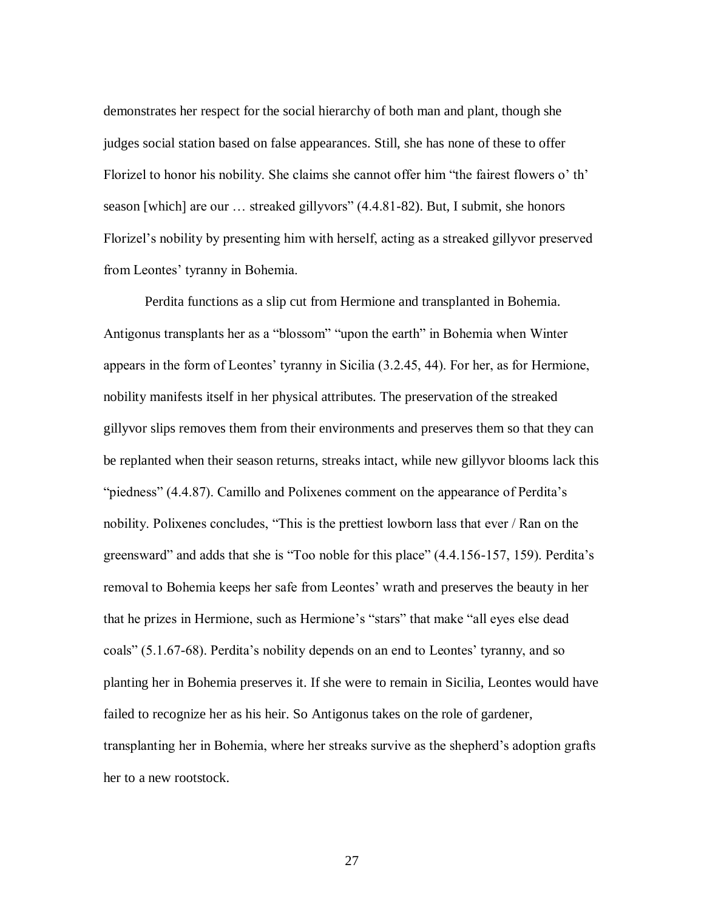demonstrates her respect for the social hierarchy of both man and plant, though she judges social station based on false appearances. Still, she has none of these to offer Florizel to honor his nobility. She claims she cannot offer him "the fairest flowers o' th' season [which] are our … streaked gillyvors" (4.4.81-82). But, I submit, she honors Florizel's nobility by presenting him with herself, acting as a streaked gillyvor preserved from Leontes' tyranny in Bohemia.

Perdita functions as a slip cut from Hermione and transplanted in Bohemia. Antigonus transplants her as a "blossom" "upon the earth" in Bohemia when Winter appears in the form of Leontes' tyranny in Sicilia (3.2.45, 44). For her, as for Hermione, nobility manifests itself in her physical attributes. The preservation of the streaked gillyvor slips removes them from their environments and preserves them so that they can be replanted when their season returns, streaks intact, while new gillyvor blooms lack this "piedness" (4.4.87). Camillo and Polixenes comment on the appearance of Perdita's nobility. Polixenes concludes, "This is the prettiest lowborn lass that ever / Ran on the greensward" and adds that she is "Too noble for this place" (4.4.156-157, 159). Perdita's removal to Bohemia keeps her safe from Leontes' wrath and preserves the beauty in her that he prizes in Hermione, such as Hermione's "stars" that make "all eyes else dead coals" (5.1.67-68). Perdita's nobility depends on an end to Leontes' tyranny, and so planting her in Bohemia preserves it. If she were to remain in Sicilia, Leontes would have failed to recognize her as his heir. So Antigonus takes on the role of gardener, transplanting her in Bohemia, where her streaks survive as the shepherd's adoption grafts her to a new rootstock.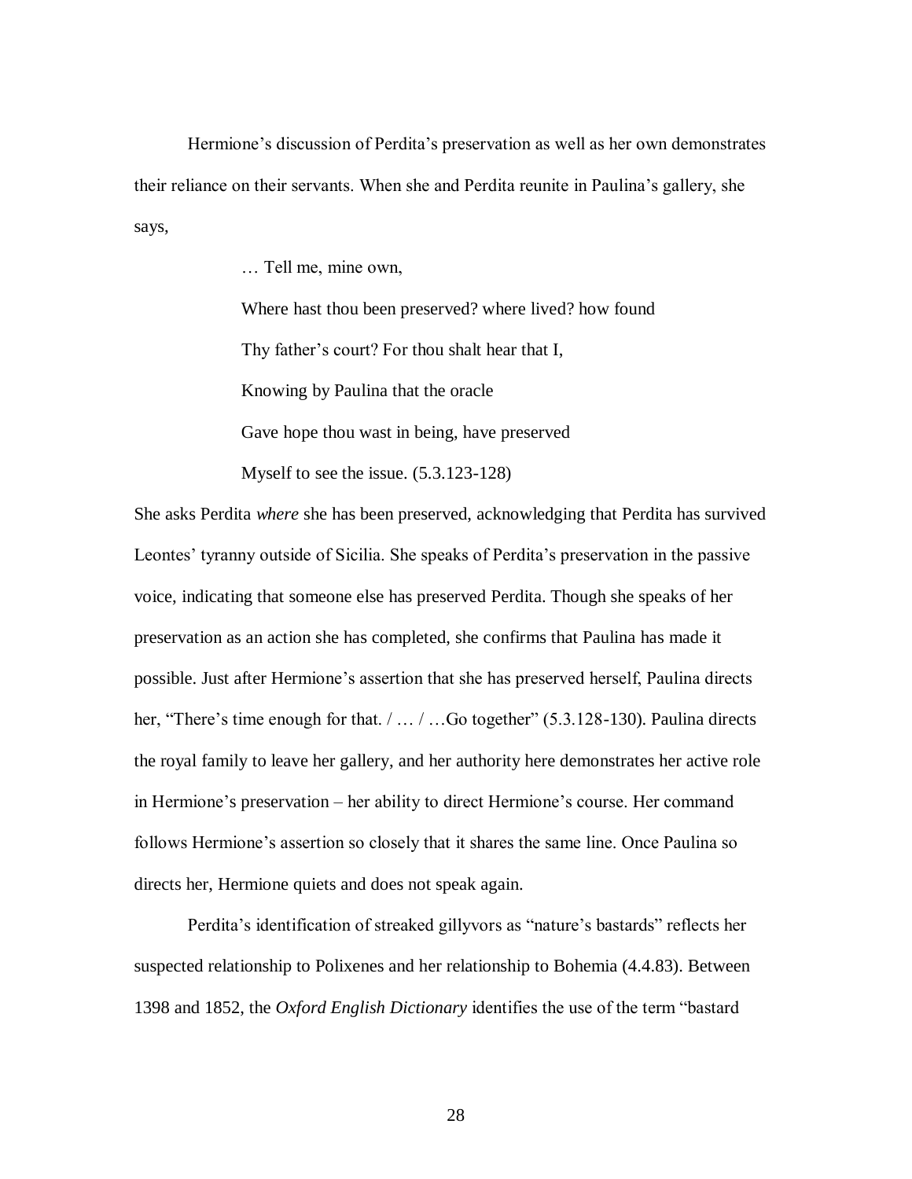Hermione's discussion of Perdita's preservation as well as her own demonstrates their reliance on their servants. When she and Perdita reunite in Paulina's gallery, she says,

> … Tell me, mine own,
>
> Where hast thou been preserved? where lived? how found
>
> Thy father's court? For thou shalt hear that I,
>
> Knowing by Paulina that the oracle
>
> Gave hope thou wast in being, have preserved
>
> Myself to see the issue. (5.3.123-128)

She asks Perdita *where* she has been preserved, acknowledging that Perdita has survived Leontes' tyranny outside of Sicilia. She speaks of Perdita's preservation in the passive voice, indicating that someone else has preserved Perdita. Though she speaks of her preservation as an action she has completed, she confirms that Paulina has made it possible. Just after Hermione's assertion that she has preserved herself, Paulina directs her, "There's time enough for that. / … / …Go together" (5.3.128-130). Paulina directs the royal family to leave her gallery, and her authority here demonstrates her active role in Hermione's preservation – her ability to direct Hermione's course. Her command follows Hermione's assertion so closely that it shares the same line. Once Paulina so directs her, Hermione quiets and does not speak again.

Perdita's identification of streaked gillyvors as "nature's bastards" reflects her suspected relationship to Polixenes and her relationship to Bohemia (4.4.83). Between 1398 and 1852, the *Oxford English Dictionary* identifies the use of the term "bastard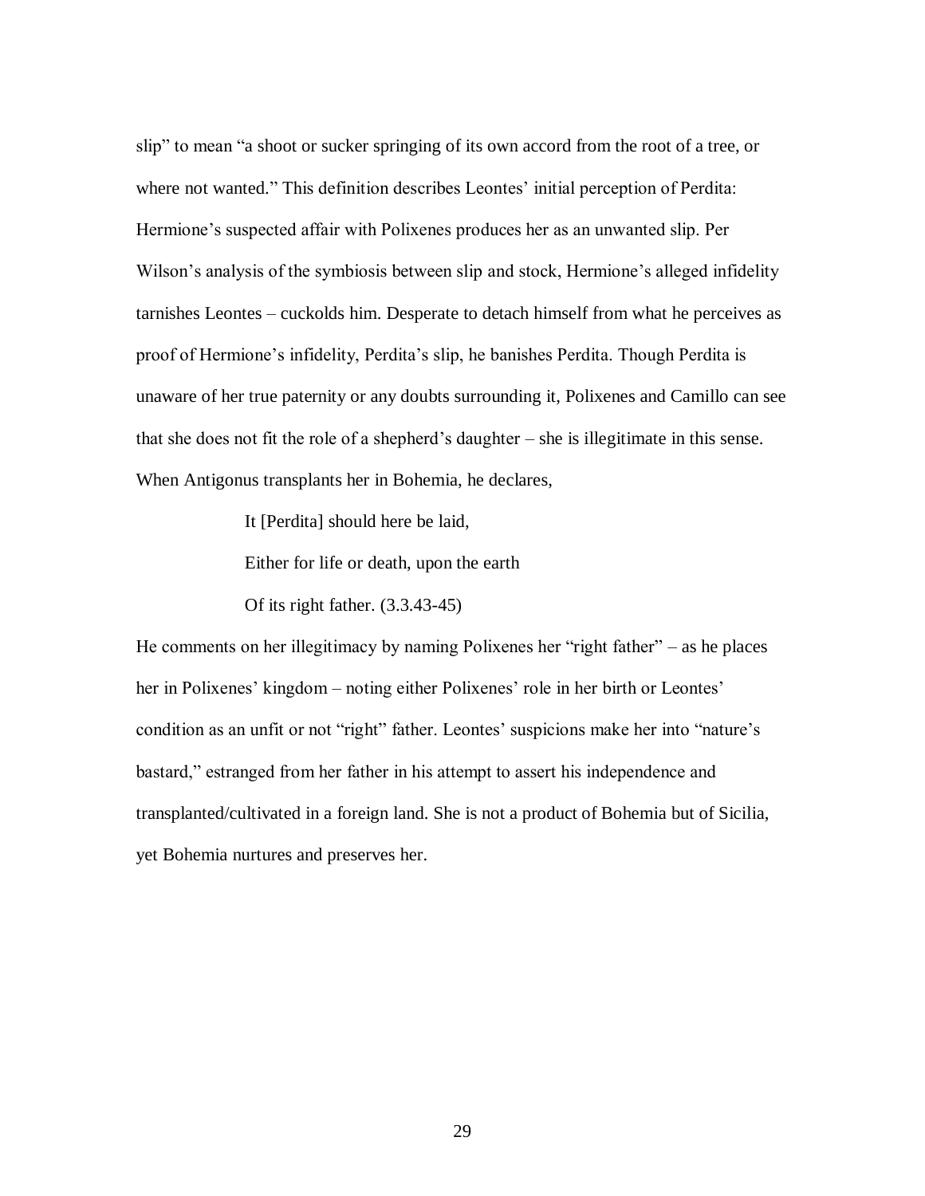slip" to mean "a shoot or sucker springing of its own accord from the root of a tree, or where not wanted." This definition describes Leontes' initial perception of Perdita: Hermione's suspected affair with Polixenes produces her as an unwanted slip. Per Wilson's analysis of the symbiosis between slip and stock, Hermione's alleged infidelity tarnishes Leontes – cuckolds him. Desperate to detach himself from what he perceives as proof of Hermione's infidelity, Perdita's slip, he banishes Perdita. Though Perdita is unaware of her true paternity or any doubts surrounding it, Polixenes and Camillo can see that she does not fit the role of a shepherd's daughter – she is illegitimate in this sense. When Antigonus transplants her in Bohemia, he declares,

> It [Perdita] should here be laid,
>
> Either for life or death, upon the earth
>
> Of its right father. (3.3.43-45)

He comments on her illegitimacy by naming Polixenes her "right father" – as he places her in Polixenes' kingdom – noting either Polixenes' role in her birth or Leontes' condition as an unfit or not "right" father. Leontes' suspicions make her into "nature's bastard," estranged from her father in his attempt to assert his independence and transplanted/cultivated in a foreign land. She is not a product of Bohemia but of Sicilia, yet Bohemia nurtures and preserves her.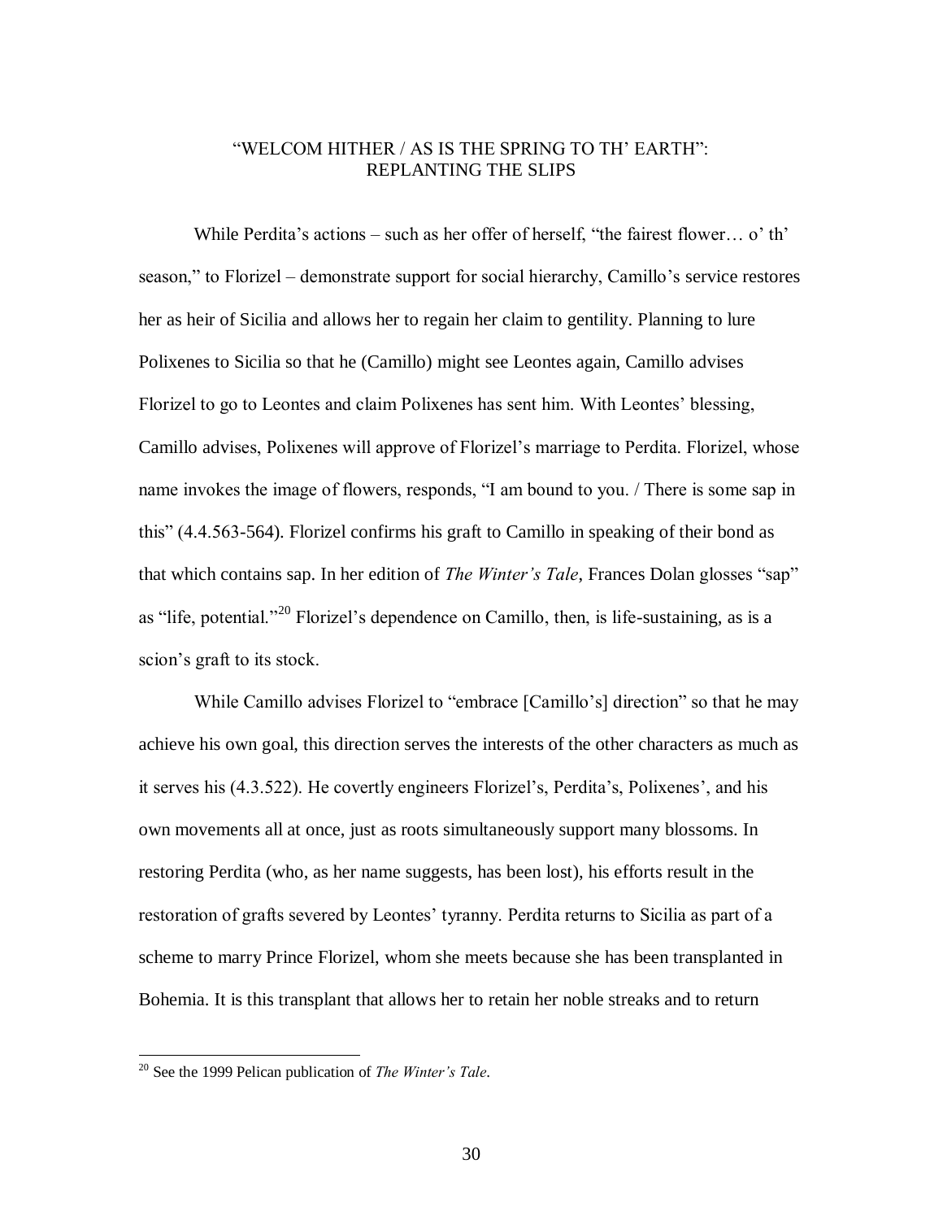## "WELCOM HITHER / AS IS THE SPRING TO TH' EARTH": REPLANTING THE SLIPS

While Perdita's actions – such as her offer of herself, "the fairest flower… o' th' season," to Florizel – demonstrate support for social hierarchy, Camillo's service restores her as heir of Sicilia and allows her to regain her claim to gentility. Planning to lure Polixenes to Sicilia so that he (Camillo) might see Leontes again, Camillo advises Florizel to go to Leontes and claim Polixenes has sent him. With Leontes' blessing, Camillo advises, Polixenes will approve of Florizel's marriage to Perdita. Florizel, whose name invokes the image of flowers, responds, "I am bound to you. / There is some sap in this" (4.4.563-564). Florizel confirms his graft to Camillo in speaking of their bond as that which contains sap. In her edition of *The Winter's Tale*, Frances Dolan glosses "sap" as "life, potential."[20] Florizel's dependence on Camillo, then, is life-sustaining, as is a scion's graft to its stock.

While Camillo advises Florizel to "embrace [Camillo's] direction" so that he may achieve his own goal, this direction serves the interests of the other characters as much as it serves his (4.3.522). He covertly engineers Florizel's, Perdita's, Polixenes', and his own movements all at once, just as roots simultaneously support many blossoms. In restoring Perdita (who, as her name suggests, has been lost), his efforts result in the restoration of grafts severed by Leontes' tyranny. Perdita returns to Sicilia as part of a scheme to marry Prince Florizel, whom she meets because she has been transplanted in Bohemia. It is this transplant that allows her to retain her noble streaks and to return

[20] See the 1999 Pelican publication of *The Winter's Tale*.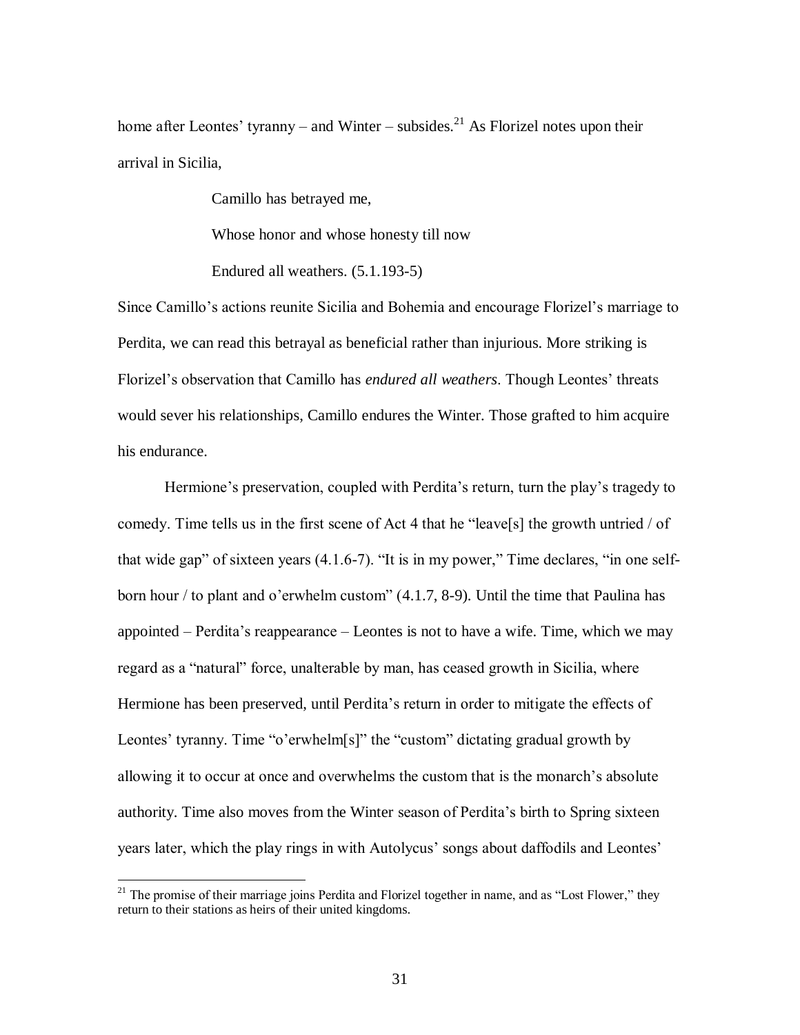home after Leontes' tyranny – and Winter – subsides.[21] As Florizel notes upon their arrival in Sicilia,

> Camillo has betrayed me,
>
> Whose honor and whose honesty till now
>
> Endured all weathers. (5.1.193-5)

Since Camillo's actions reunite Sicilia and Bohemia and encourage Florizel's marriage to Perdita, we can read this betrayal as beneficial rather than injurious. More striking is Florizel's observation that Camillo has *endured all weathers*. Though Leontes' threats would sever his relationships, Camillo endures the Winter. Those grafted to him acquire his endurance.

Hermione's preservation, coupled with Perdita's return, turn the play's tragedy to comedy. Time tells us in the first scene of Act 4 that he "leave[s] the growth untried / of that wide gap" of sixteen years (4.1.6-7). "It is in my power," Time declares, "in one self-born hour / to plant and o'erwhelm custom" (4.1.7, 8-9). Until the time that Paulina has appointed – Perdita's reappearance – Leontes is not to have a wife. Time, which we may regard as a "natural" force, unalterable by man, has ceased growth in Sicilia, where Hermione has been preserved, until Perdita's return in order to mitigate the effects of Leontes' tyranny. Time "o'erwhelm[s]" the "custom" dictating gradual growth by allowing it to occur at once and overwhelms the custom that is the monarch's absolute authority. Time also moves from the Winter season of Perdita's birth to Spring sixteen years later, which the play rings in with Autolycus' songs about daffodils and Leontes'

---

[21] The promise of their marriage joins Perdita and Florizel together in name, and as "Lost Flower," they return to their stations as heirs of their united kingdoms.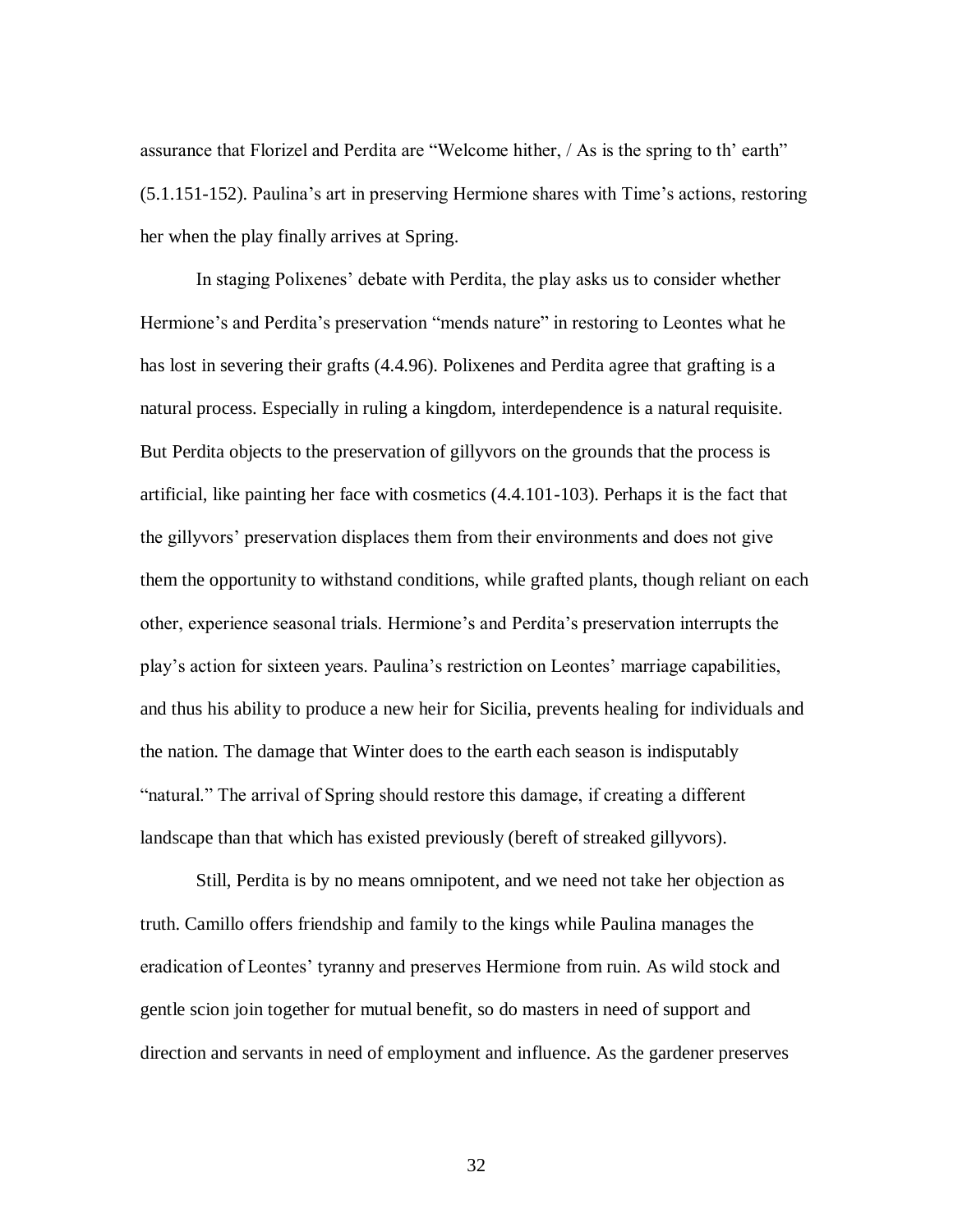assurance that Florizel and Perdita are "Welcome hither, / As is the spring to th' earth" (5.1.151-152). Paulina's art in preserving Hermione shares with Time's actions, restoring her when the play finally arrives at Spring.

In staging Polixenes' debate with Perdita, the play asks us to consider whether Hermione's and Perdita's preservation "mends nature" in restoring to Leontes what he has lost in severing their grafts (4.4.96). Polixenes and Perdita agree that grafting is a natural process. Especially in ruling a kingdom, interdependence is a natural requisite. But Perdita objects to the preservation of gillyvors on the grounds that the process is artificial, like painting her face with cosmetics (4.4.101-103). Perhaps it is the fact that the gillyvors' preservation displaces them from their environments and does not give them the opportunity to withstand conditions, while grafted plants, though reliant on each other, experience seasonal trials. Hermione's and Perdita's preservation interrupts the play's action for sixteen years. Paulina's restriction on Leontes' marriage capabilities, and thus his ability to produce a new heir for Sicilia, prevents healing for individuals and the nation. The damage that Winter does to the earth each season is indisputably "natural." The arrival of Spring should restore this damage, if creating a different landscape than that which has existed previously (bereft of streaked gillyvors).

Still, Perdita is by no means omnipotent, and we need not take her objection as truth. Camillo offers friendship and family to the kings while Paulina manages the eradication of Leontes' tyranny and preserves Hermione from ruin. As wild stock and gentle scion join together for mutual benefit, so do masters in need of support and direction and servants in need of employment and influence. As the gardener preserves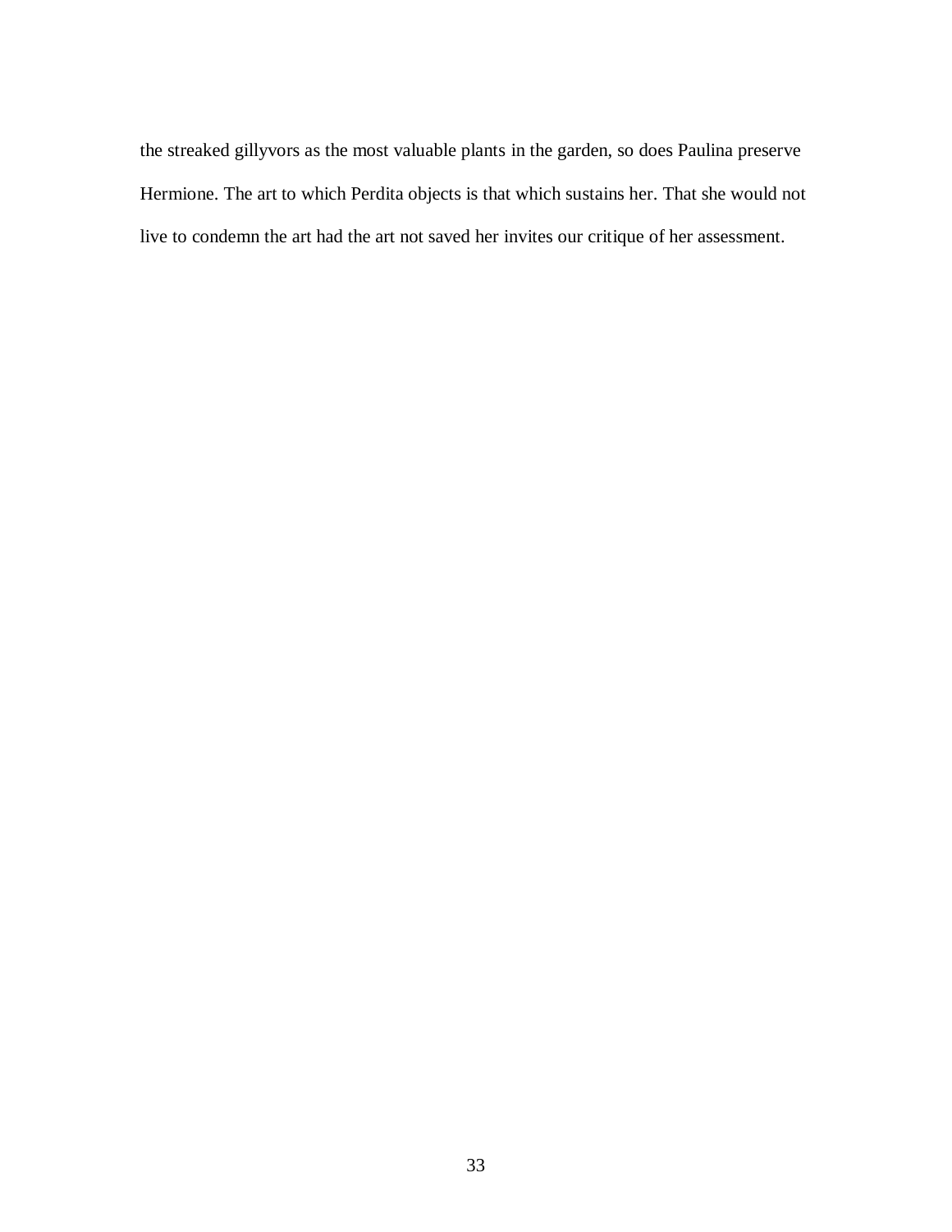the streaked gillyvors as the most valuable plants in the garden, so does Paulina preserve Hermione. The art to which Perdita objects is that which sustains her. That she would not live to condemn the art had the art not saved her invites our critique of her assessment.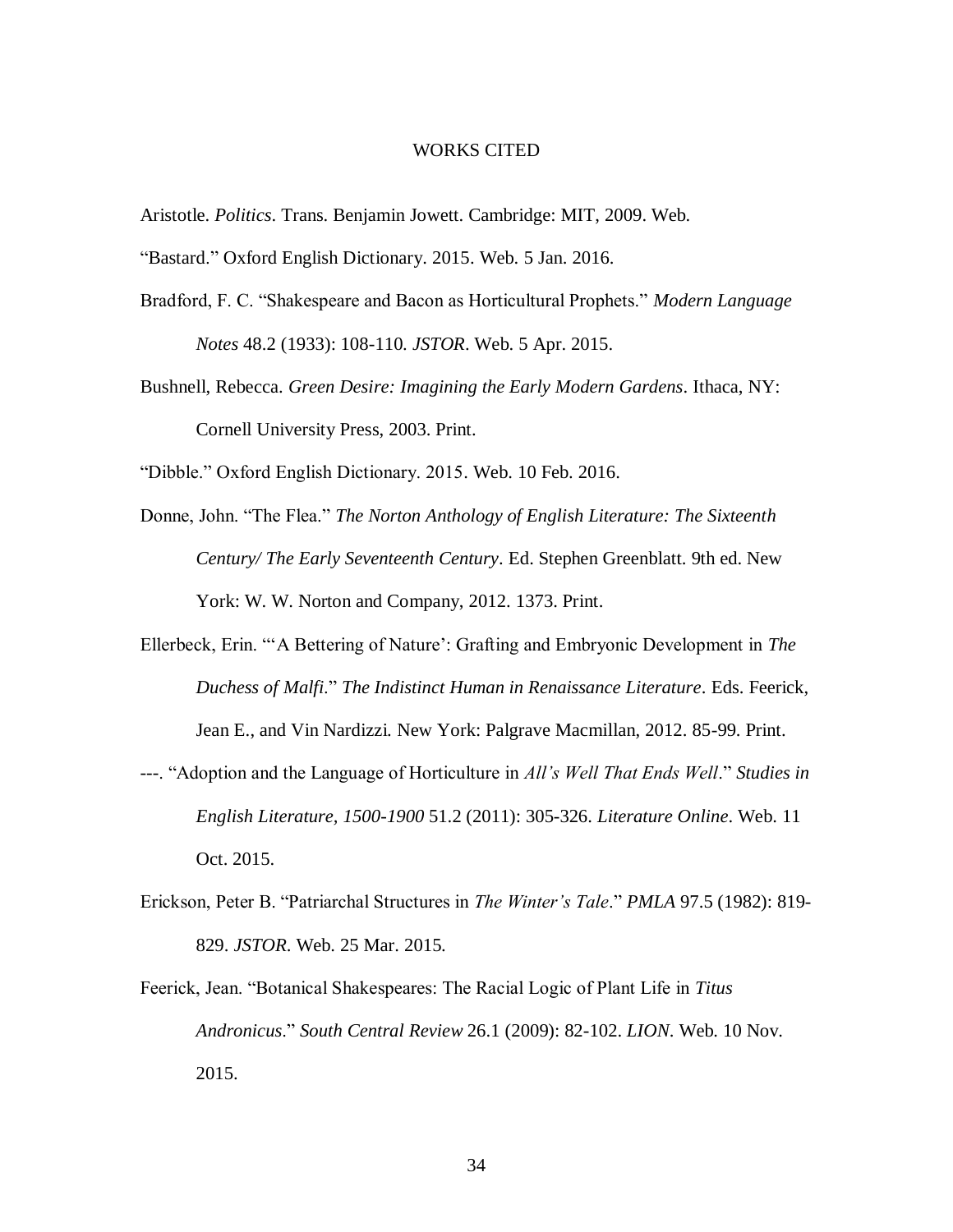# WORKS CITED

Aristotle. *Politics*. Trans. Benjamin Jowett. Cambridge: MIT, 2009. Web.

"Bastard." Oxford English Dictionary. 2015. Web. 5 Jan. 2016.

Bradford, F. C. "Shakespeare and Bacon as Horticultural Prophets." *Modern Language Notes* 48.2 (1933): 108-110. *JSTOR*. Web. 5 Apr. 2015.

Bushnell, Rebecca. *Green Desire: Imagining the Early Modern Gardens*. Ithaca, NY: Cornell University Press, 2003. Print.

"Dibble." Oxford English Dictionary. 2015. Web. 10 Feb. 2016.

Donne, John. "The Flea." *The Norton Anthology of English Literature: The Sixteenth Century/ The Early Seventeenth Century*. Ed. Stephen Greenblatt. 9th ed. New York: W. W. Norton and Company, 2012. 1373. Print.

Ellerbeck, Erin. "'A Bettering of Nature': Grafting and Embryonic Development in *The Duchess of Malfi*." *The Indistinct Human in Renaissance Literature*. Eds. Feerick, Jean E., and Vin Nardizzi. New York: Palgrave Macmillan, 2012. 85-99. Print.

---. "Adoption and the Language of Horticulture in *All's Well That Ends Well*." *Studies in English Literature, 1500-1900* 51.2 (2011): 305-326. *Literature Online*. Web. 11 Oct. 2015.

Erickson, Peter B. "Patriarchal Structures in *The Winter's Tale*." *PMLA* 97.5 (1982): 819-829. *JSTOR*. Web. 25 Mar. 2015.

Feerick, Jean. "Botanical Shakespeares: The Racial Logic of Plant Life in *Titus Andronicus*." *South Central Review* 26.1 (2009): 82-102. *LION*. Web. 10 Nov. 2015.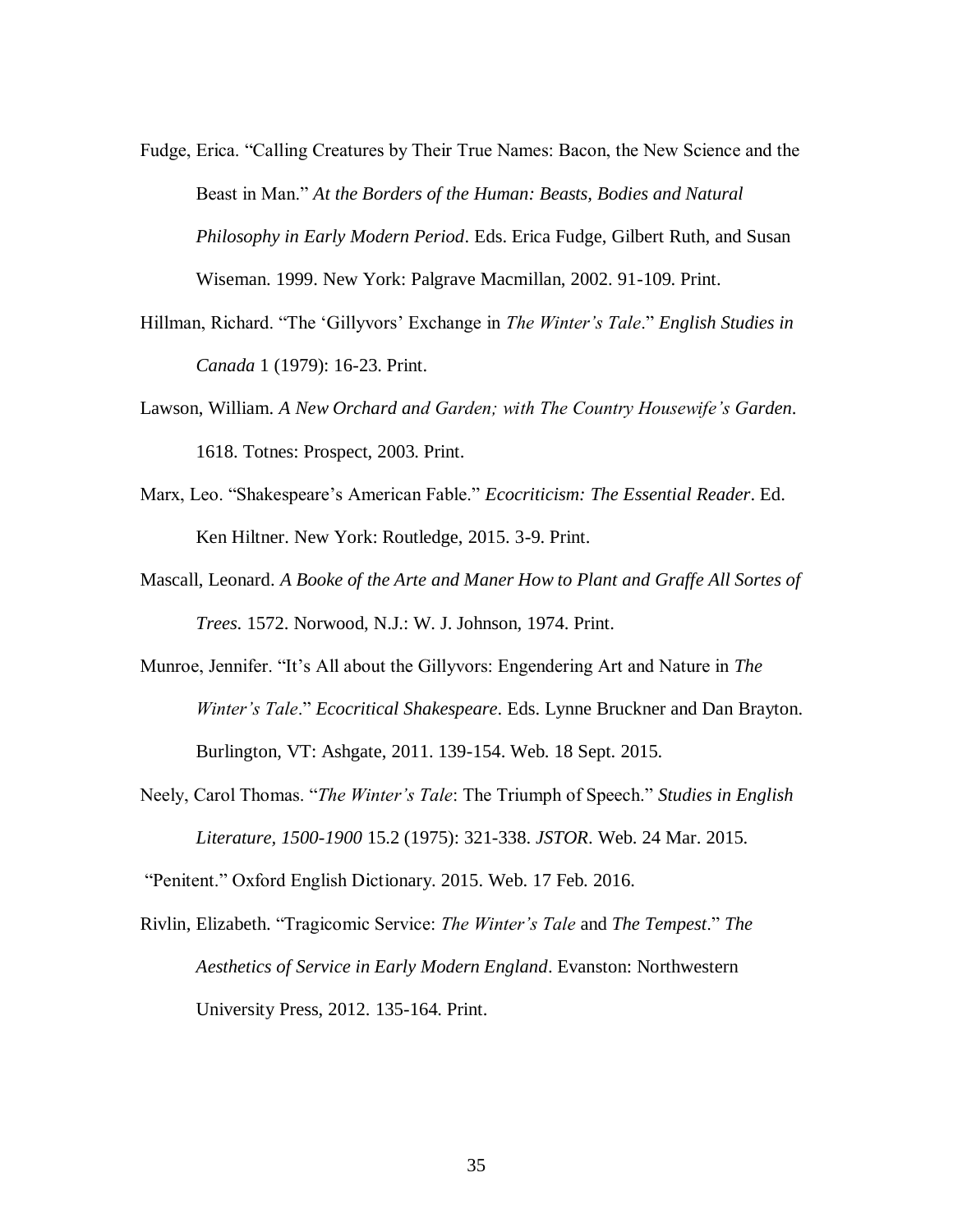Fudge, Erica. "Calling Creatures by Their True Names: Bacon, the New Science and the Beast in Man." *At the Borders of the Human: Beasts, Bodies and Natural Philosophy in Early Modern Period*. Eds. Erica Fudge, Gilbert Ruth, and Susan Wiseman. 1999. New York: Palgrave Macmillan, 2002. 91-109. Print.

Hillman, Richard. "The 'Gillyvors' Exchange in *The Winter's Tale*." *English Studies in Canada* 1 (1979): 16-23. Print.

Lawson, William. *A New Orchard and Garden; with The Country Housewife's Garden*. 1618. Totnes: Prospect, 2003. Print.

Marx, Leo. "Shakespeare's American Fable." *Ecocriticism: The Essential Reader*. Ed. Ken Hiltner. New York: Routledge, 2015. 3-9. Print.

Mascall, Leonard. *A Booke of the Arte and Maner How to Plant and Graffe All Sortes of Trees*. 1572. Norwood, N.J.: W. J. Johnson, 1974. Print.

Munroe, Jennifer. "It's All about the Gillyvors: Engendering Art and Nature in *The Winter's Tale*." *Ecocritical Shakespeare*. Eds. Lynne Bruckner and Dan Brayton. Burlington, VT: Ashgate, 2011. 139-154. Web. 18 Sept. 2015.

Neely, Carol Thomas. "*The Winter's Tale*: The Triumph of Speech." *Studies in English Literature, 1500-1900* 15.2 (1975): 321-338. *JSTOR*. Web. 24 Mar. 2015.

"Penitent." Oxford English Dictionary. 2015. Web. 17 Feb. 2016.

Rivlin, Elizabeth. "Tragicomic Service: *The Winter's Tale* and *The Tempest*." *The Aesthetics of Service in Early Modern England*. Evanston: Northwestern University Press, 2012. 135-164. Print.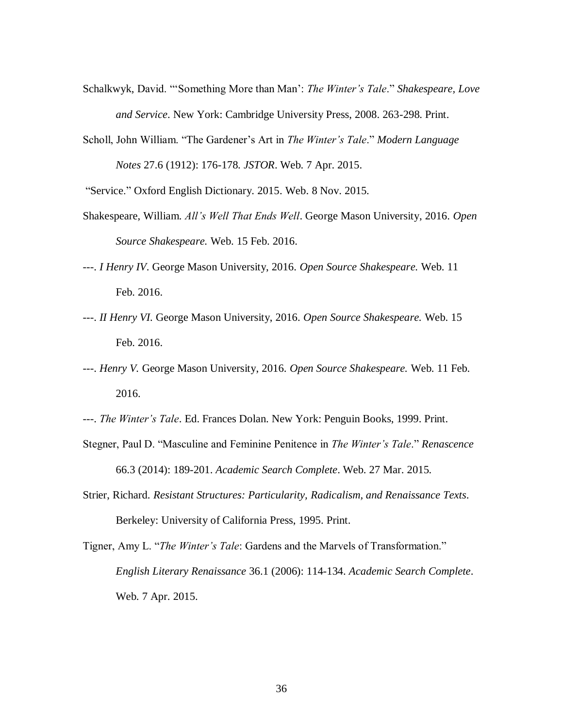Schalkwyk, David. "'Something More than Man': *The Winter's Tale*." *Shakespeare, Love and Service*. New York: Cambridge University Press, 2008. 263-298. Print.

Scholl, John William. "The Gardener's Art in *The Winter's Tale*." *Modern Language Notes* 27.6 (1912): 176-178. *JSTOR*. Web. 7 Apr. 2015.

"Service." Oxford English Dictionary. 2015. Web. 8 Nov. 2015.

Shakespeare, William. *All's Well That Ends Well*. George Mason University, 2016. *Open Source Shakespeare.* Web. 15 Feb. 2016.

---. *I Henry IV*. George Mason University, 2016. *Open Source Shakespeare.* Web. 11 Feb. 2016.

---. *II Henry VI.* George Mason University, 2016. *Open Source Shakespeare.* Web. 15 Feb. 2016.

---. *Henry V.* George Mason University, 2016. *Open Source Shakespeare.* Web. 11 Feb. 2016.

---. *The Winter's Tale*. Ed. Frances Dolan. New York: Penguin Books, 1999. Print.

Stegner, Paul D. "Masculine and Feminine Penitence in *The Winter's Tale*." *Renascence* 66.3 (2014): 189-201. *Academic Search Complete*. Web. 27 Mar. 2015.

Strier, Richard. *Resistant Structures: Particularity, Radicalism, and Renaissance Texts*. Berkeley: University of California Press, 1995. Print.

Tigner, Amy L. "*The Winter's Tale*: Gardens and the Marvels of Transformation." *English Literary Renaissance* 36.1 (2006): 114-134. *Academic Search Complete*. Web. 7 Apr. 2015.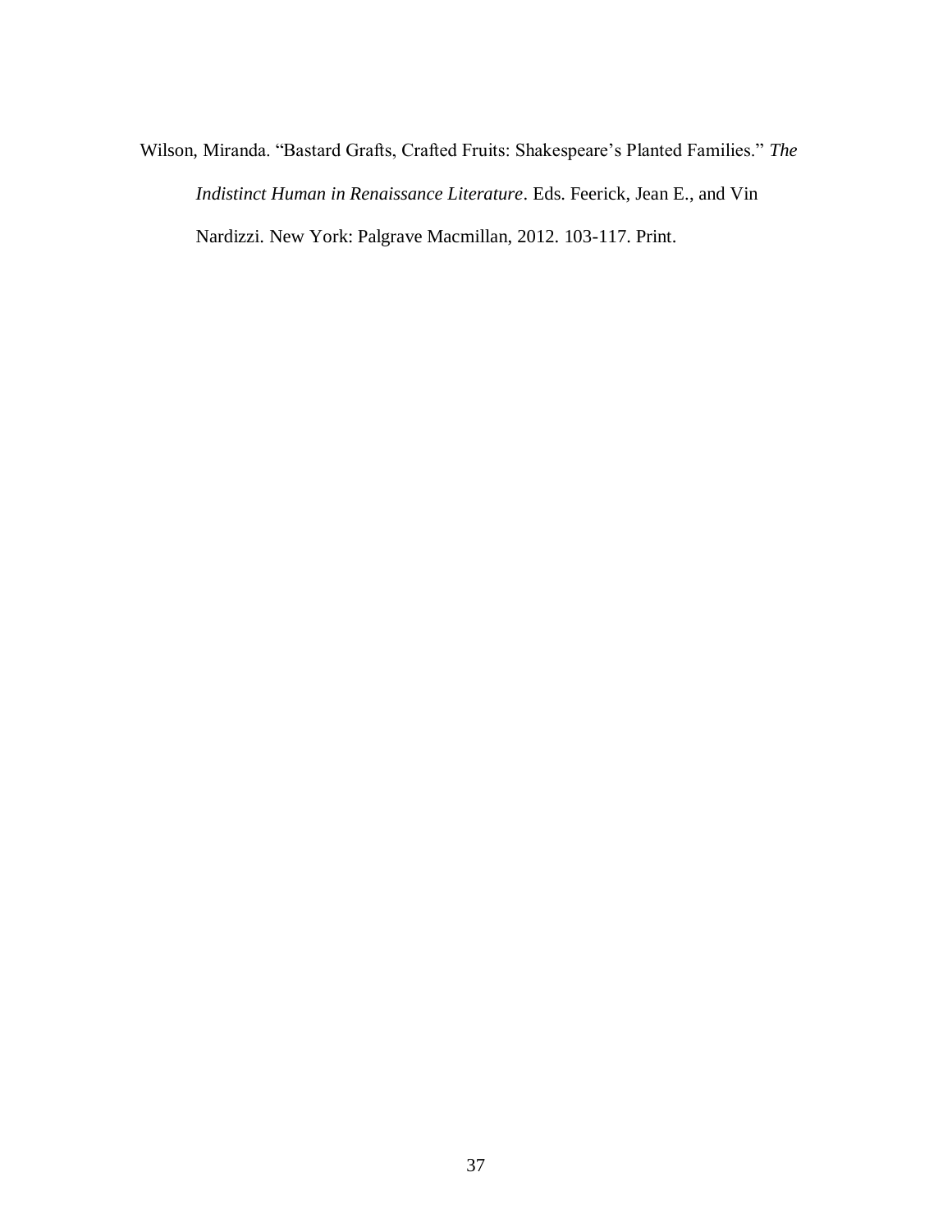Wilson, Miranda. "Bastard Grafts, Crafted Fruits: Shakespeare's Planted Families." *The Indistinct Human in Renaissance Literature*. Eds. Feerick, Jean E., and Vin Nardizzi. New York: Palgrave Macmillan, 2012. 103-117. Print.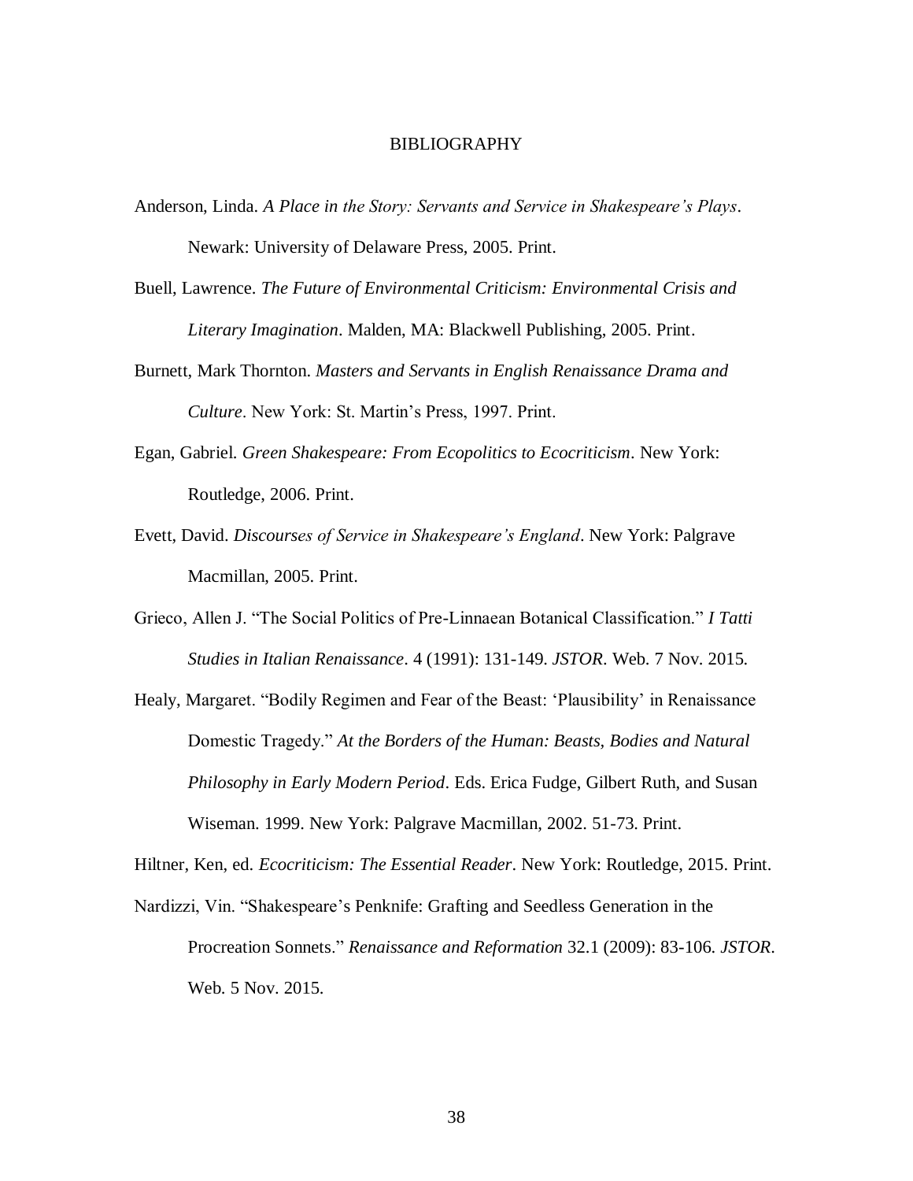# BIBLIOGRAPHY

Anderson, Linda. *A Place in the Story: Servants and Service in Shakespeare's Plays*. Newark: University of Delaware Press, 2005. Print.

Buell, Lawrence. *The Future of Environmental Criticism: Environmental Crisis and Literary Imagination*. Malden, MA: Blackwell Publishing, 2005. Print.

Burnett, Mark Thornton. *Masters and Servants in English Renaissance Drama and Culture*. New York: St. Martin's Press, 1997. Print.

Egan, Gabriel. *Green Shakespeare: From Ecopolitics to Ecocriticism*. New York: Routledge, 2006. Print.

Evett, David. *Discourses of Service in Shakespeare's England*. New York: Palgrave Macmillan, 2005. Print.

Grieco, Allen J. "The Social Politics of Pre-Linnaean Botanical Classification." *I Tatti Studies in Italian Renaissance*. 4 (1991): 131-149. *JSTOR*. Web. 7 Nov. 2015.

Healy, Margaret. "Bodily Regimen and Fear of the Beast: 'Plausibility' in Renaissance Domestic Tragedy." *At the Borders of the Human: Beasts, Bodies and Natural Philosophy in Early Modern Period*. Eds. Erica Fudge, Gilbert Ruth, and Susan Wiseman. 1999. New York: Palgrave Macmillan, 2002. 51-73. Print.

Hiltner, Ken, ed. *Ecocriticism: The Essential Reader*. New York: Routledge, 2015. Print.

Nardizzi, Vin. "Shakespeare's Penknife: Grafting and Seedless Generation in the Procreation Sonnets." *Renaissance and Reformation* 32.1 (2009): 83-106. *JSTOR*. Web. 5 Nov. 2015.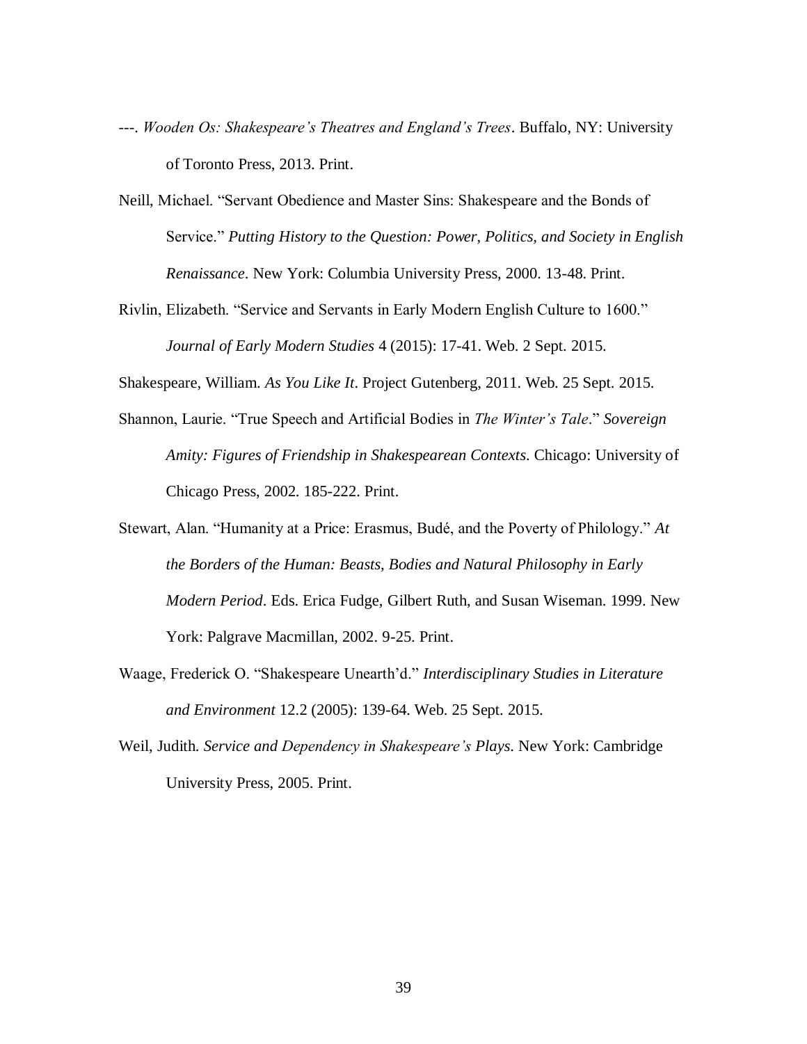---. *Wooden Os: Shakespeare's Theatres and England's Trees*. Buffalo, NY: University of Toronto Press, 2013. Print.

Neill, Michael. "Servant Obedience and Master Sins: Shakespeare and the Bonds of Service." *Putting History to the Question: Power, Politics, and Society in English Renaissance*. New York: Columbia University Press, 2000. 13-48. Print.

Rivlin, Elizabeth. "Service and Servants in Early Modern English Culture to 1600." *Journal of Early Modern Studies* 4 (2015): 17-41. Web. 2 Sept. 2015.

Shakespeare, William. *As You Like It*. Project Gutenberg, 2011. Web. 25 Sept. 2015.

Shannon, Laurie. "True Speech and Artificial Bodies in *The Winter's Tale*." *Sovereign Amity: Figures of Friendship in Shakespearean Contexts*. Chicago: University of Chicago Press, 2002. 185-222. Print.

Stewart, Alan. "Humanity at a Price: Erasmus, Budé, and the Poverty of Philology." *At the Borders of the Human: Beasts, Bodies and Natural Philosophy in Early Modern Period*. Eds. Erica Fudge, Gilbert Ruth, and Susan Wiseman. 1999. New York: Palgrave Macmillan, 2002. 9-25. Print.

Waage, Frederick O. "Shakespeare Unearth'd." *Interdisciplinary Studies in Literature and Environment* 12.2 (2005): 139-64. Web. 25 Sept. 2015.

Weil, Judith. *Service and Dependency in Shakespeare's Plays*. New York: Cambridge University Press, 2005. Print.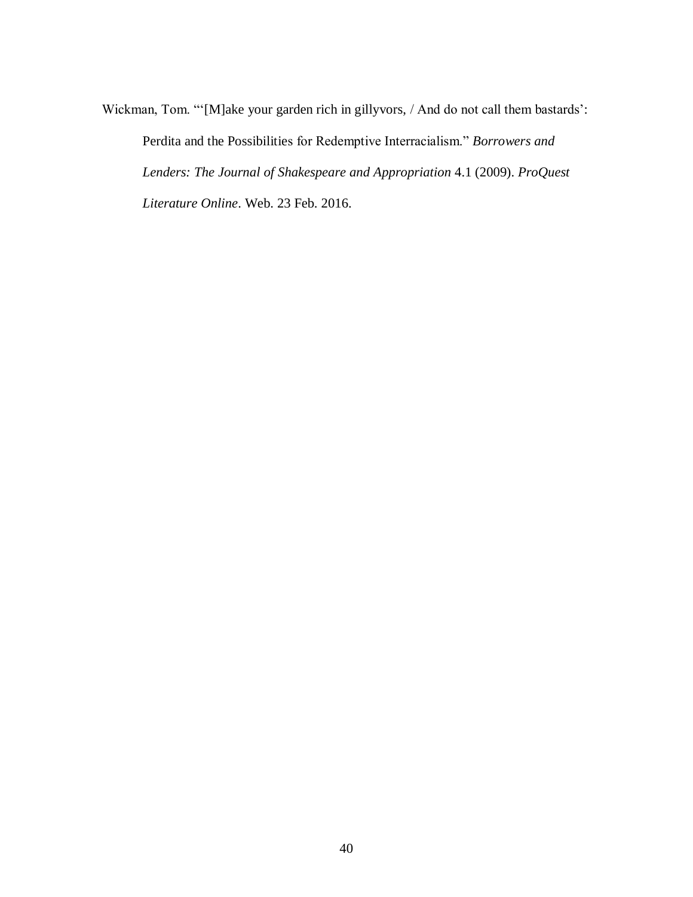Wickman, Tom. "'[M]ake your garden rich in gillyvors, / And do not call them bastards': Perdita and the Possibilities for Redemptive Interracialism." *Borrowers and Lenders: The Journal of Shakespeare and Appropriation* 4.1 (2009). *ProQuest Literature Online*. Web. 23 Feb. 2016.